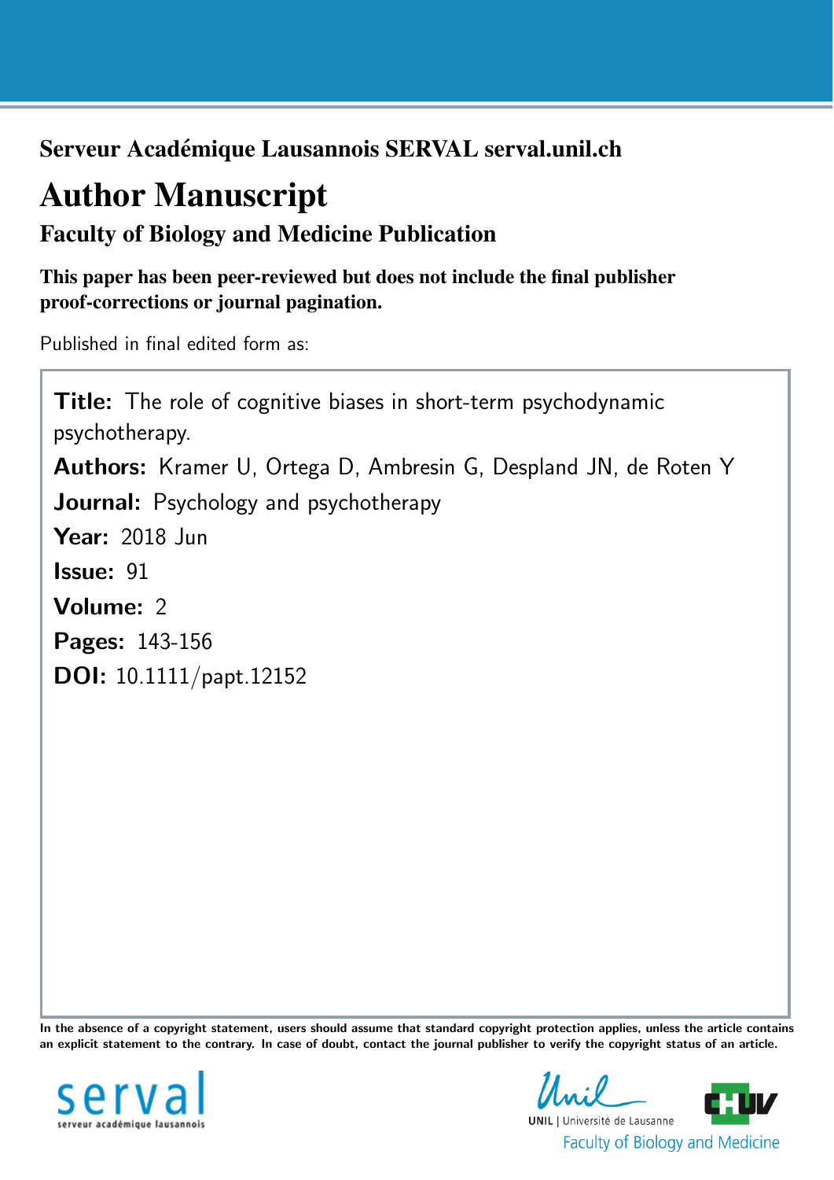**Serveur Académique Lausannois SERVAL serval.unil.ch**

# Author Manuscript

## Faculty of Biology and Medicine Publication

**This paper has been peer-reviewed but does not include the final publisher proof-corrections or journal pagination.**

Published in final edited form as:

**Title:** The role of cognitive biases in short-term psychodynamic psychotherapy.

**Authors:** Kramer U, Ortega D, Ambresin G, Despland JN, de Roten Y

**Journal:** Psychology and psychotherapy

**Year:** 2018 Jun

**Issue:** 91

**Volume:** 2

**Pages:** 143-156

**DOI:** 10.1111/papt.12152

**In the absence of a copyright statement, users should assume that standard copyright protection applies, unless the article contains an explicit statement to the contrary. In case of doubt, contact the journal publisher to verify the copyright status of an article.**

serval
serveur académique lausannois

Unil
UNIL | Université de Lausanne
Faculty of Biology and Medicine

CHUV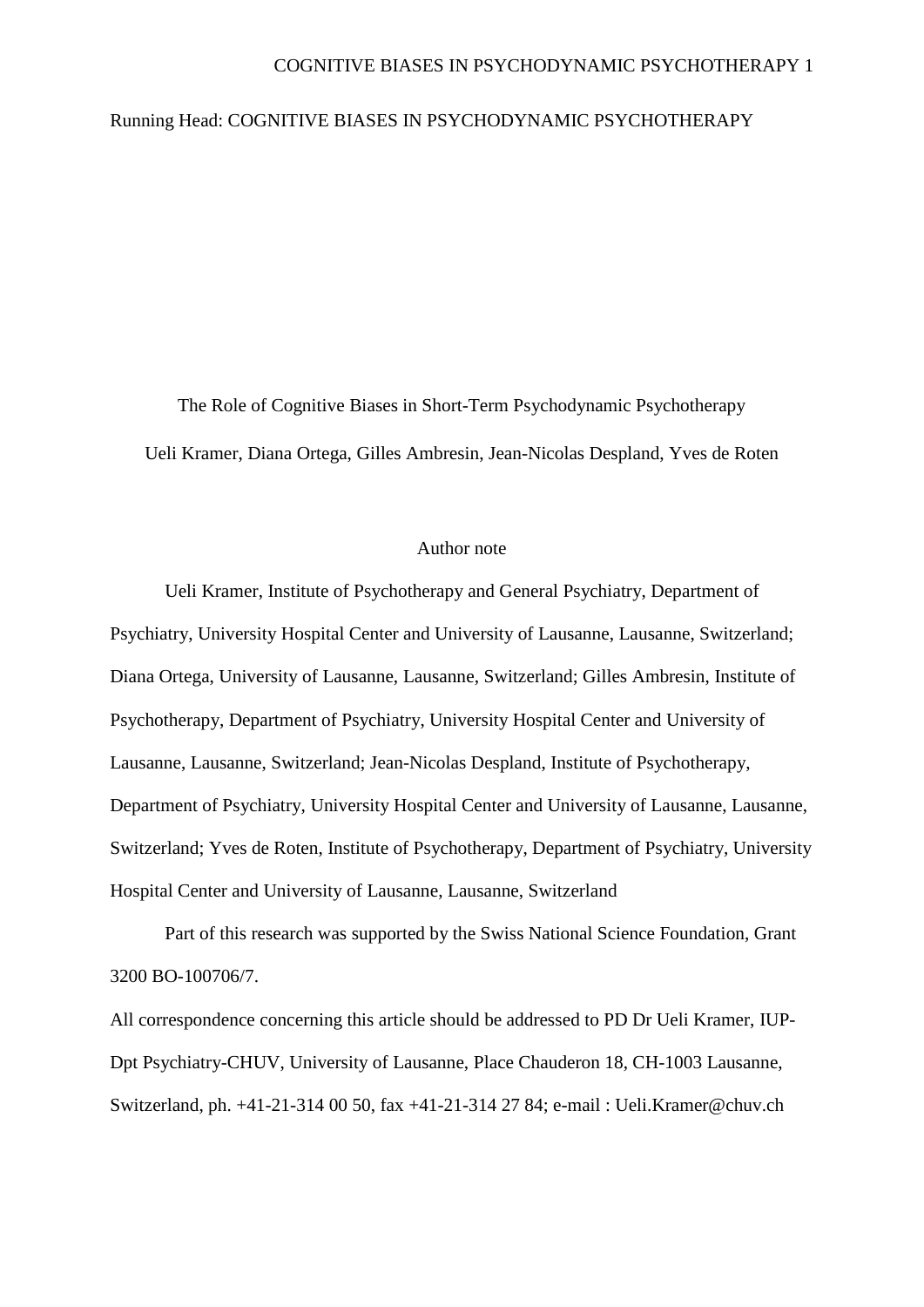Running Head: COGNITIVE BIASES IN PSYCHODYNAMIC PSYCHOTHERAPY

# The Role of Cognitive Biases in Short-Term Psychodynamic Psychotherapy

Ueli Kramer, Diana Ortega, Gilles Ambresin, Jean-Nicolas Despland, Yves de Roten

## Author note

Ueli Kramer, Institute of Psychotherapy and General Psychiatry, Department of Psychiatry, University Hospital Center and University of Lausanne, Lausanne, Switzerland; Diana Ortega, University of Lausanne, Lausanne, Switzerland; Gilles Ambresin, Institute of Psychotherapy, Department of Psychiatry, University Hospital Center and University of Lausanne, Lausanne, Switzerland; Jean-Nicolas Despland, Institute of Psychotherapy, Department of Psychiatry, University Hospital Center and University of Lausanne, Lausanne, Switzerland; Yves de Roten, Institute of Psychotherapy, Department of Psychiatry, University Hospital Center and University of Lausanne, Lausanne, Switzerland

Part of this research was supported by the Swiss National Science Foundation, Grant 3200 BO-100706/7.

All correspondence concerning this article should be addressed to PD Dr Ueli Kramer, IUP-Dpt Psychiatry-CHUV, University of Lausanne, Place Chauderon 18, CH-1003 Lausanne, Switzerland, ph. +41-21-314 00 50, fax +41-21-314 27 84; e-mail : Ueli.Kramer@chuv.ch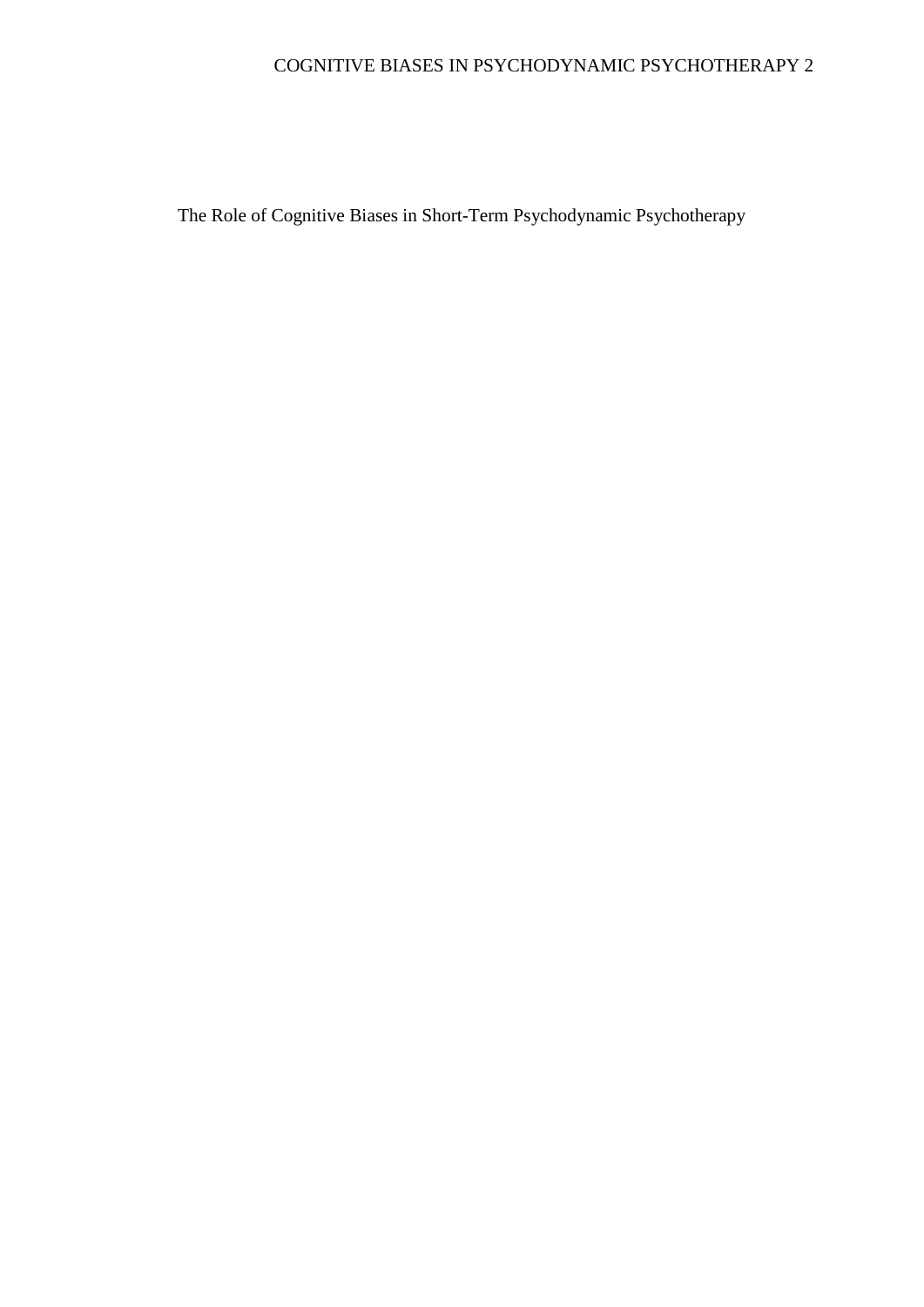# The Role of Cognitive Biases in Short-Term Psychodynamic Psychotherapy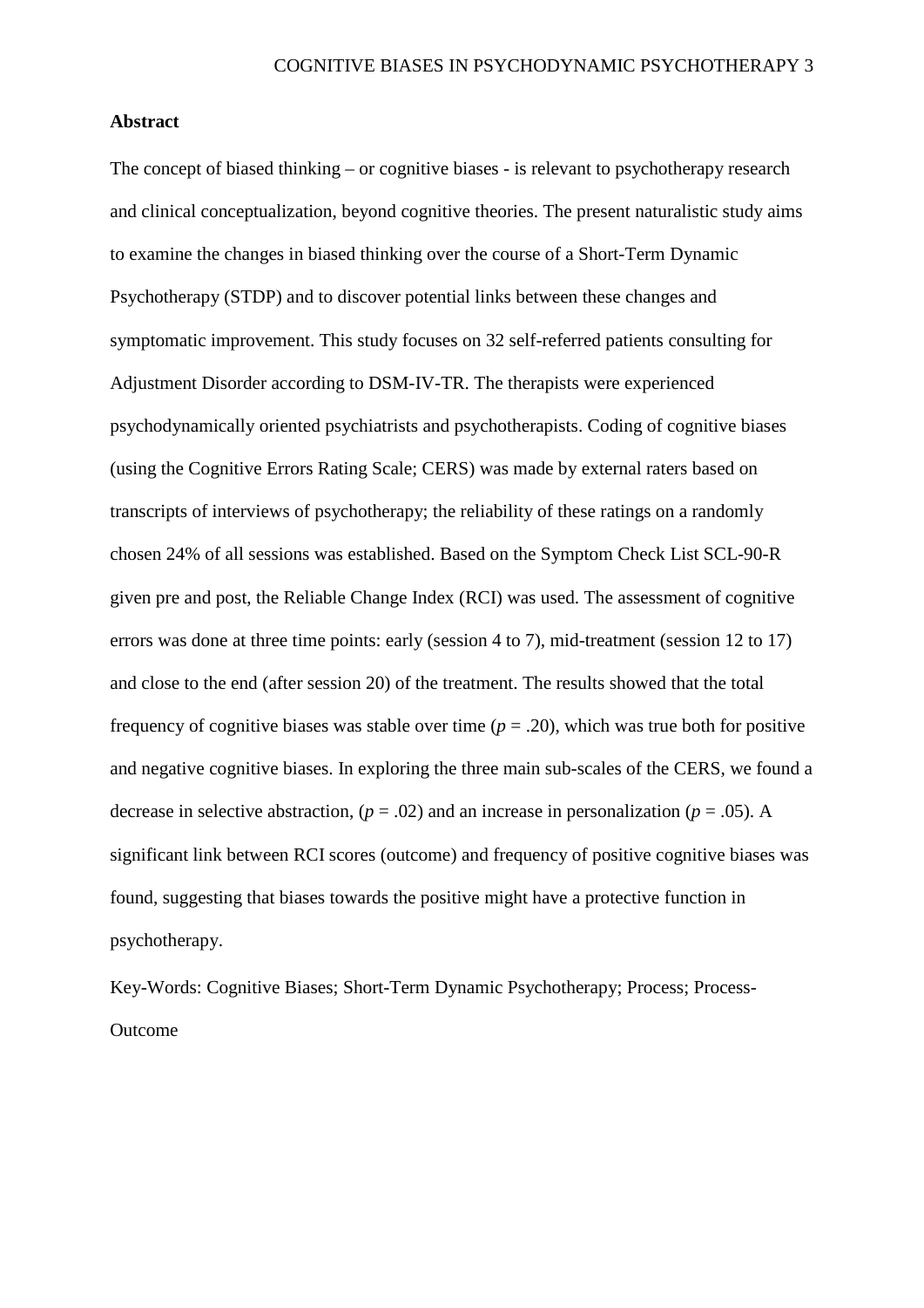**Abstract**

The concept of biased thinking – or cognitive biases - is relevant to psychotherapy research and clinical conceptualization, beyond cognitive theories. The present naturalistic study aims to examine the changes in biased thinking over the course of a Short-Term Dynamic Psychotherapy (STDP) and to discover potential links between these changes and symptomatic improvement. This study focuses on 32 self-referred patients consulting for Adjustment Disorder according to DSM-IV-TR. The therapists were experienced psychodynamically oriented psychiatrists and psychotherapists. Coding of cognitive biases (using the Cognitive Errors Rating Scale; CERS) was made by external raters based on transcripts of interviews of psychotherapy; the reliability of these ratings on a randomly chosen 24% of all sessions was established. Based on the Symptom Check List SCL-90-R given pre and post, the Reliable Change Index (RCI) was used. The assessment of cognitive errors was done at three time points: early (session 4 to 7), mid-treatment (session 12 to 17) and close to the end (after session 20) of the treatment. The results showed that the total frequency of cognitive biases was stable over time ($p = .20$), which was true both for positive and negative cognitive biases. In exploring the three main sub-scales of the CERS, we found a decrease in selective abstraction, ($p = .02$) and an increase in personalization ($p = .05$). A significant link between RCI scores (outcome) and frequency of positive cognitive biases was found, suggesting that biases towards the positive might have a protective function in psychotherapy.

Key-Words: Cognitive Biases; Short-Term Dynamic Psychotherapy; Process; Process-Outcome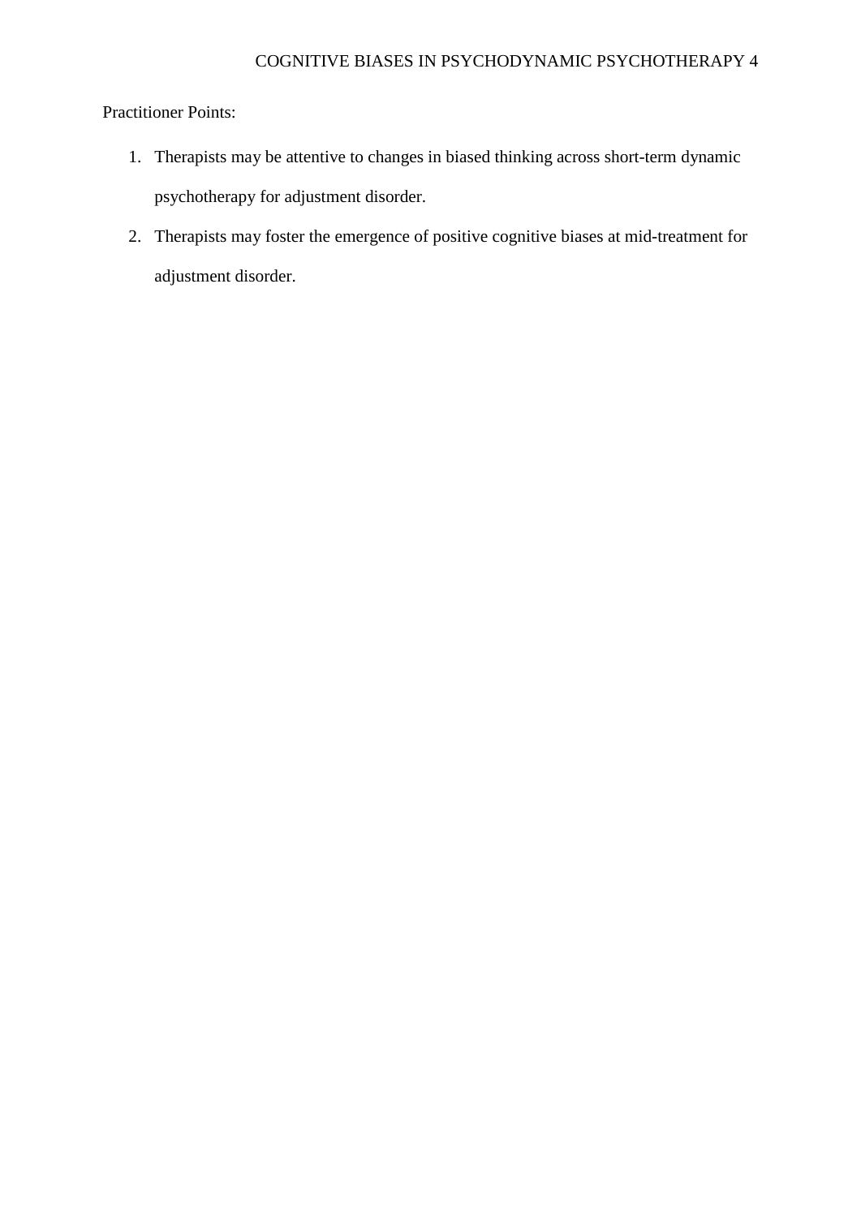Practitioner Points:

1. Therapists may be attentive to changes in biased thinking across short-term dynamic psychotherapy for adjustment disorder.
2. Therapists may foster the emergence of positive cognitive biases at mid-treatment for adjustment disorder.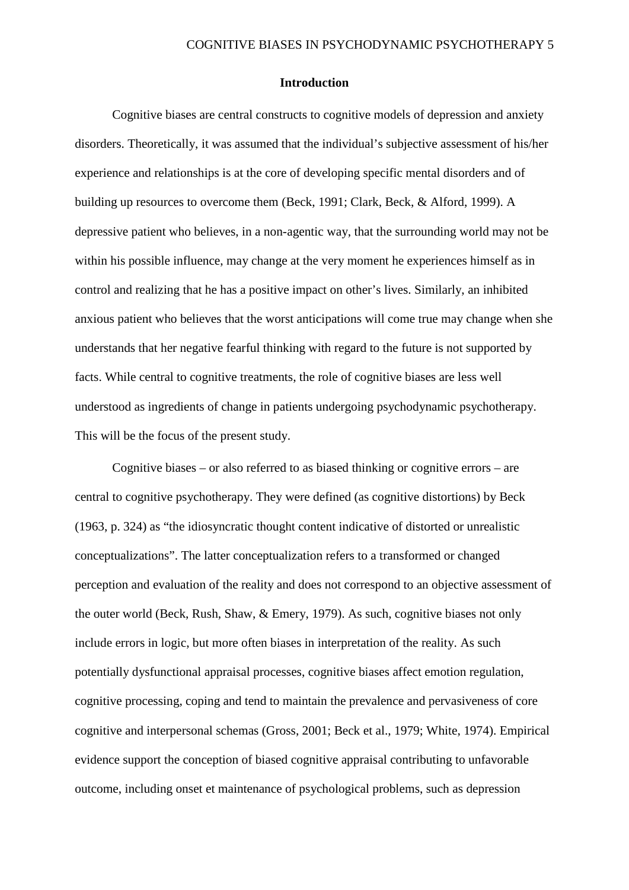## Introduction

Cognitive biases are central constructs to cognitive models of depression and anxiety disorders. Theoretically, it was assumed that the individual's subjective assessment of his/her experience and relationships is at the core of developing specific mental disorders and of building up resources to overcome them (Beck, 1991; Clark, Beck, & Alford, 1999). A depressive patient who believes, in a non-agentic way, that the surrounding world may not be within his possible influence, may change at the very moment he experiences himself as in control and realizing that he has a positive impact on other's lives. Similarly, an inhibited anxious patient who believes that the worst anticipations will come true may change when she understands that her negative fearful thinking with regard to the future is not supported by facts. While central to cognitive treatments, the role of cognitive biases are less well understood as ingredients of change in patients undergoing psychodynamic psychotherapy. This will be the focus of the present study.

Cognitive biases – or also referred to as biased thinking or cognitive errors – are central to cognitive psychotherapy. They were defined (as cognitive distortions) by Beck (1963, p. 324) as "the idiosyncratic thought content indicative of distorted or unrealistic conceptualizations". The latter conceptualization refers to a transformed or changed perception and evaluation of the reality and does not correspond to an objective assessment of the outer world (Beck, Rush, Shaw, & Emery, 1979). As such, cognitive biases not only include errors in logic, but more often biases in interpretation of the reality. As such potentially dysfunctional appraisal processes, cognitive biases affect emotion regulation, cognitive processing, coping and tend to maintain the prevalence and pervasiveness of core cognitive and interpersonal schemas (Gross, 2001; Beck et al., 1979; White, 1974). Empirical evidence support the conception of biased cognitive appraisal contributing to unfavorable outcome, including onset et maintenance of psychological problems, such as depression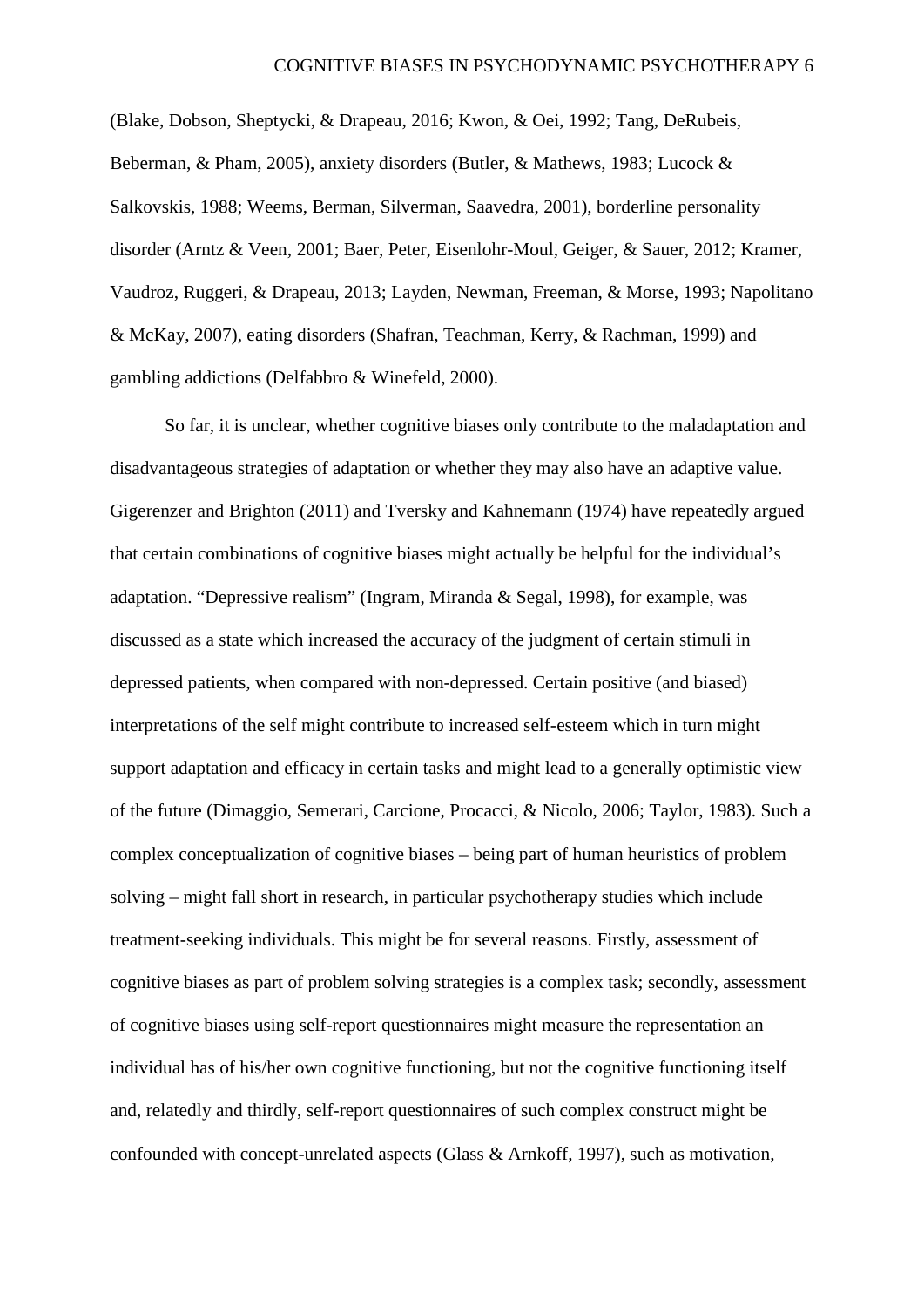(Blake, Dobson, Sheptycki, & Drapeau, 2016; Kwon, & Oei, 1992; Tang, DeRubeis, Beberman, & Pham, 2005), anxiety disorders (Butler, & Mathews, 1983; Lucock & Salkovskis, 1988; Weems, Berman, Silverman, Saavedra, 2001), borderline personality disorder (Arntz & Veen, 2001; Baer, Peter, Eisenlohr-Moul, Geiger, & Sauer, 2012; Kramer, Vaudroz, Ruggeri, & Drapeau, 2013; Layden, Newman, Freeman, & Morse, 1993; Napolitano & McKay, 2007), eating disorders (Shafran, Teachman, Kerry, & Rachman, 1999) and gambling addictions (Delfabbro & Winefeld, 2000).

So far, it is unclear, whether cognitive biases only contribute to the maladaptation and disadvantageous strategies of adaptation or whether they may also have an adaptive value. Gigerenzer and Brighton (2011) and Tversky and Kahnemann (1974) have repeatedly argued that certain combinations of cognitive biases might actually be helpful for the individual's adaptation. "Depressive realism" (Ingram, Miranda & Segal, 1998), for example, was discussed as a state which increased the accuracy of the judgment of certain stimuli in depressed patients, when compared with non-depressed. Certain positive (and biased) interpretations of the self might contribute to increased self-esteem which in turn might support adaptation and efficacy in certain tasks and might lead to a generally optimistic view of the future (Dimaggio, Semerari, Carcione, Procacci, & Nicolo, 2006; Taylor, 1983). Such a complex conceptualization of cognitive biases – being part of human heuristics of problem solving – might fall short in research, in particular psychotherapy studies which include treatment-seeking individuals. This might be for several reasons. Firstly, assessment of cognitive biases as part of problem solving strategies is a complex task; secondly, assessment of cognitive biases using self-report questionnaires might measure the representation an individual has of his/her own cognitive functioning, but not the cognitive functioning itself and, relatedly and thirdly, self-report questionnaires of such complex construct might be confounded with concept-unrelated aspects (Glass & Arnkoff, 1997), such as motivation,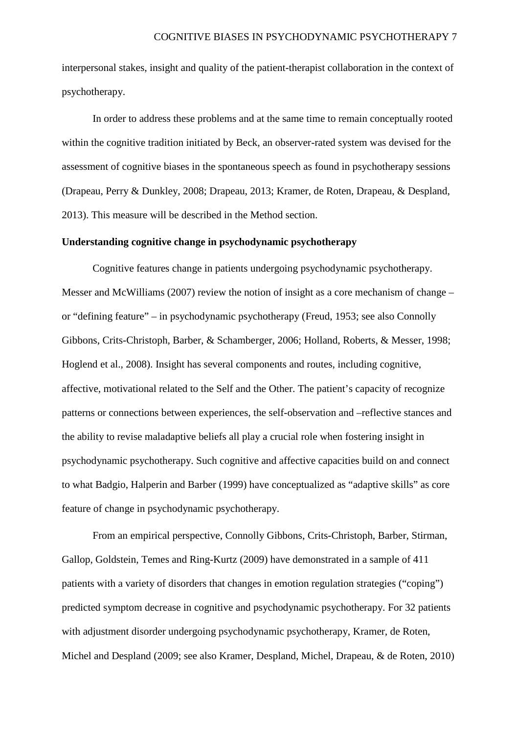interpersonal stakes, insight and quality of the patient-therapist collaboration in the context of psychotherapy.

In order to address these problems and at the same time to remain conceptually rooted within the cognitive tradition initiated by Beck, an observer-rated system was devised for the assessment of cognitive biases in the spontaneous speech as found in psychotherapy sessions (Drapeau, Perry & Dunkley, 2008; Drapeau, 2013; Kramer, de Roten, Drapeau, & Despland, 2013). This measure will be described in the Method section.

**Understanding cognitive change in psychodynamic psychotherapy**

Cognitive features change in patients undergoing psychodynamic psychotherapy. Messer and McWilliams (2007) review the notion of insight as a core mechanism of change – or "defining feature" – in psychodynamic psychotherapy (Freud, 1953; see also Connolly Gibbons, Crits-Christoph, Barber, & Schamberger, 2006; Holland, Roberts, & Messer, 1998; Hoglend et al., 2008). Insight has several components and routes, including cognitive, affective, motivational related to the Self and the Other. The patient's capacity of recognize patterns or connections between experiences, the self-observation and –reflective stances and the ability to revise maladaptive beliefs all play a crucial role when fostering insight in psychodynamic psychotherapy. Such cognitive and affective capacities build on and connect to what Badgio, Halperin and Barber (1999) have conceptualized as "adaptive skills" as core feature of change in psychodynamic psychotherapy.

From an empirical perspective, Connolly Gibbons, Crits-Christoph, Barber, Stirman, Gallop, Goldstein, Temes and Ring-Kurtz (2009) have demonstrated in a sample of 411 patients with a variety of disorders that changes in emotion regulation strategies ("coping") predicted symptom decrease in cognitive and psychodynamic psychotherapy. For 32 patients with adjustment disorder undergoing psychodynamic psychotherapy, Kramer, de Roten, Michel and Despland (2009; see also Kramer, Despland, Michel, Drapeau, & de Roten, 2010)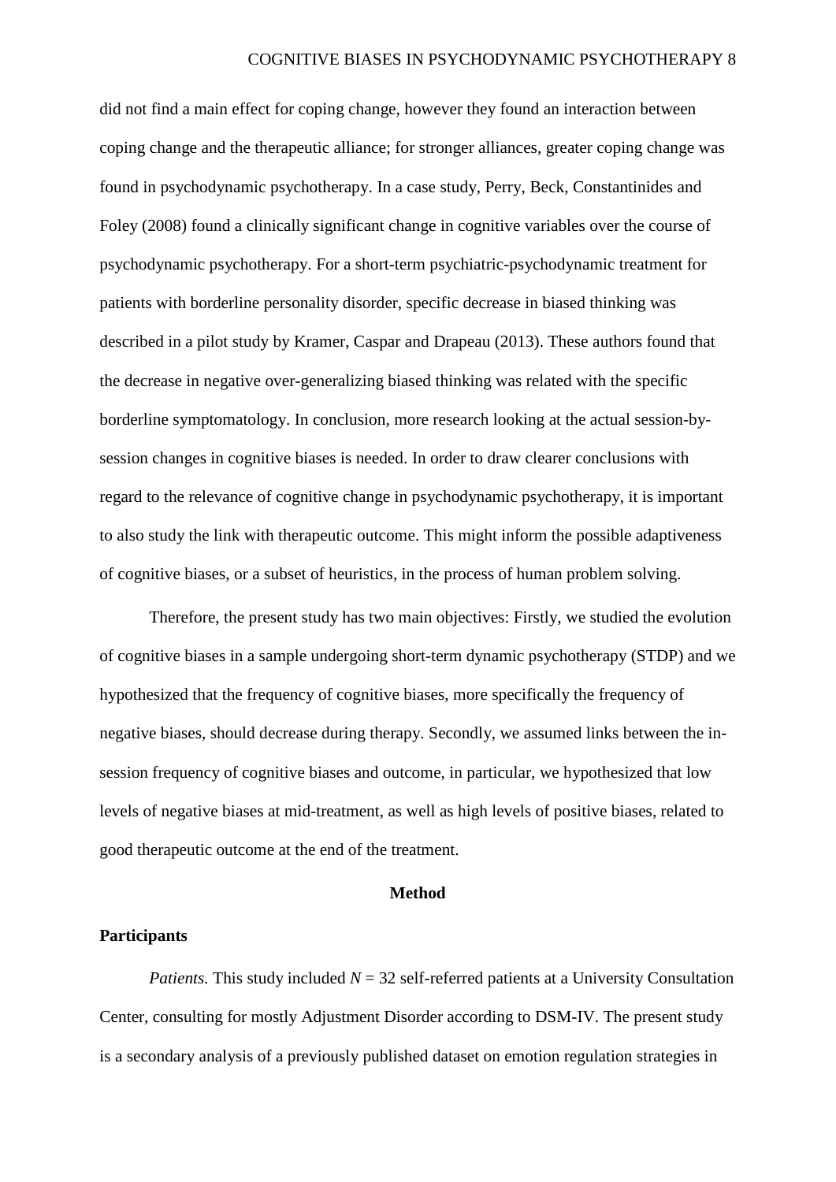did not find a main effect for coping change, however they found an interaction between coping change and the therapeutic alliance; for stronger alliances, greater coping change was found in psychodynamic psychotherapy. In a case study, Perry, Beck, Constantinides and Foley (2008) found a clinically significant change in cognitive variables over the course of psychodynamic psychotherapy. For a short-term psychiatric-psychodynamic treatment for patients with borderline personality disorder, specific decrease in biased thinking was described in a pilot study by Kramer, Caspar and Drapeau (2013). These authors found that the decrease in negative over-generalizing biased thinking was related with the specific borderline symptomatology. In conclusion, more research looking at the actual session-by-session changes in cognitive biases is needed. In order to draw clearer conclusions with regard to the relevance of cognitive change in psychodynamic psychotherapy, it is important to also study the link with therapeutic outcome. This might inform the possible adaptiveness of cognitive biases, or a subset of heuristics, in the process of human problem solving.

Therefore, the present study has two main objectives: Firstly, we studied the evolution of cognitive biases in a sample undergoing short-term dynamic psychotherapy (STDP) and we hypothesized that the frequency of cognitive biases, more specifically the frequency of negative biases, should decrease during therapy. Secondly, we assumed links between the in-session frequency of cognitive biases and outcome, in particular, we hypothesized that low levels of negative biases at mid-treatment, as well as high levels of positive biases, related to good therapeutic outcome at the end of the treatment.

## Method

### Participants

*Patients.* This study included $N = 32$ self-referred patients at a University Consultation Center, consulting for mostly Adjustment Disorder according to DSM-IV. The present study is a secondary analysis of a previously published dataset on emotion regulation strategies in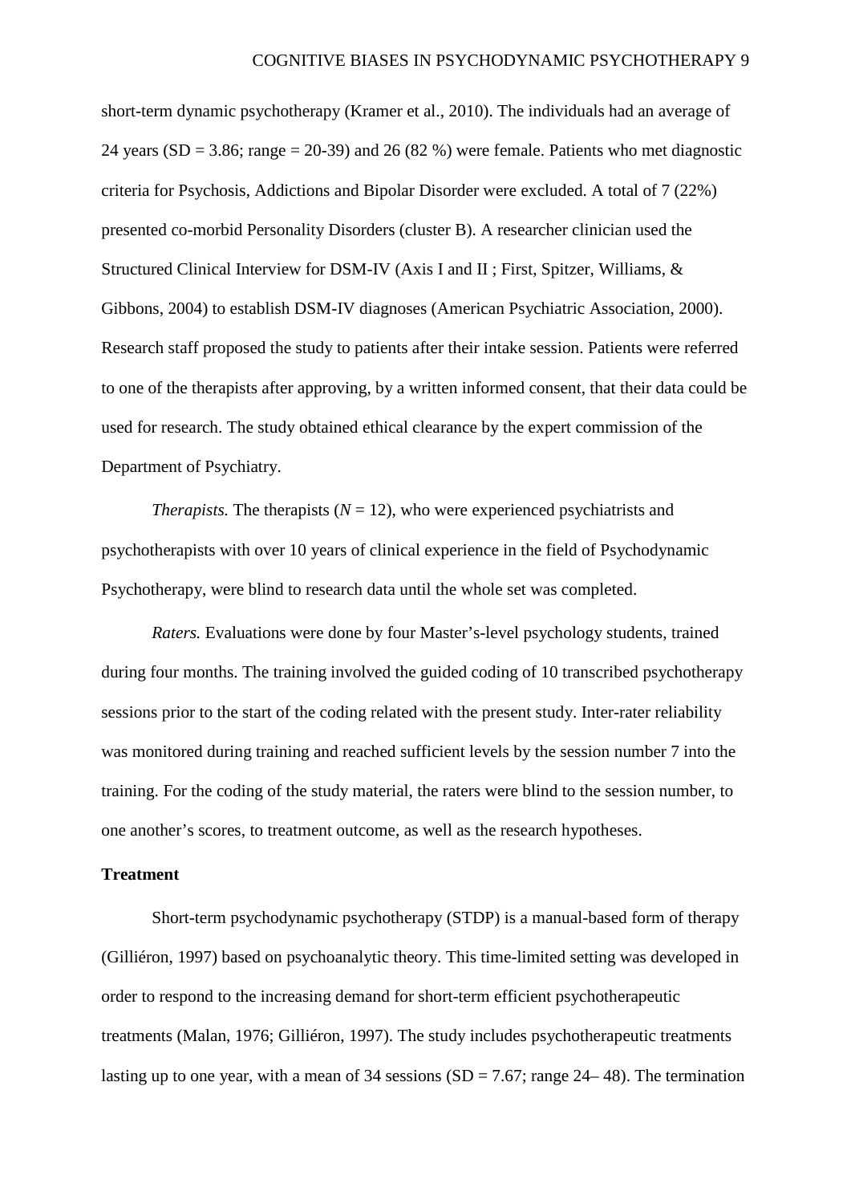short-term dynamic psychotherapy (Kramer et al., 2010). The individuals had an average of 24 years (SD = 3.86; range = 20-39) and 26 (82 %) were female. Patients who met diagnostic criteria for Psychosis, Addictions and Bipolar Disorder were excluded. A total of 7 (22%) presented co-morbid Personality Disorders (cluster B). A researcher clinician used the Structured Clinical Interview for DSM-IV (Axis I and II ; First, Spitzer, Williams, & Gibbons, 2004) to establish DSM-IV diagnoses (American Psychiatric Association, 2000). Research staff proposed the study to patients after their intake session. Patients were referred to one of the therapists after approving, by a written informed consent, that their data could be used for research. The study obtained ethical clearance by the expert commission of the Department of Psychiatry.

*Therapists.* The therapists (*N* = 12), who were experienced psychiatrists and psychotherapists with over 10 years of clinical experience in the field of Psychodynamic Psychotherapy, were blind to research data until the whole set was completed.

*Raters.* Evaluations were done by four Master's-level psychology students, trained during four months. The training involved the guided coding of 10 transcribed psychotherapy sessions prior to the start of the coding related with the present study. Inter-rater reliability was monitored during training and reached sufficient levels by the session number 7 into the training. For the coding of the study material, the raters were blind to the session number, to one another's scores, to treatment outcome, as well as the research hypotheses.

**Treatment**

Short-term psychodynamic psychotherapy (STDP) is a manual-based form of therapy (Gilliéron, 1997) based on psychoanalytic theory. This time-limited setting was developed in order to respond to the increasing demand for short-term efficient psychotherapeutic treatments (Malan, 1976; Gilliéron, 1997). The study includes psychotherapeutic treatments lasting up to one year, with a mean of 34 sessions (SD = 7.67; range 24– 48). The termination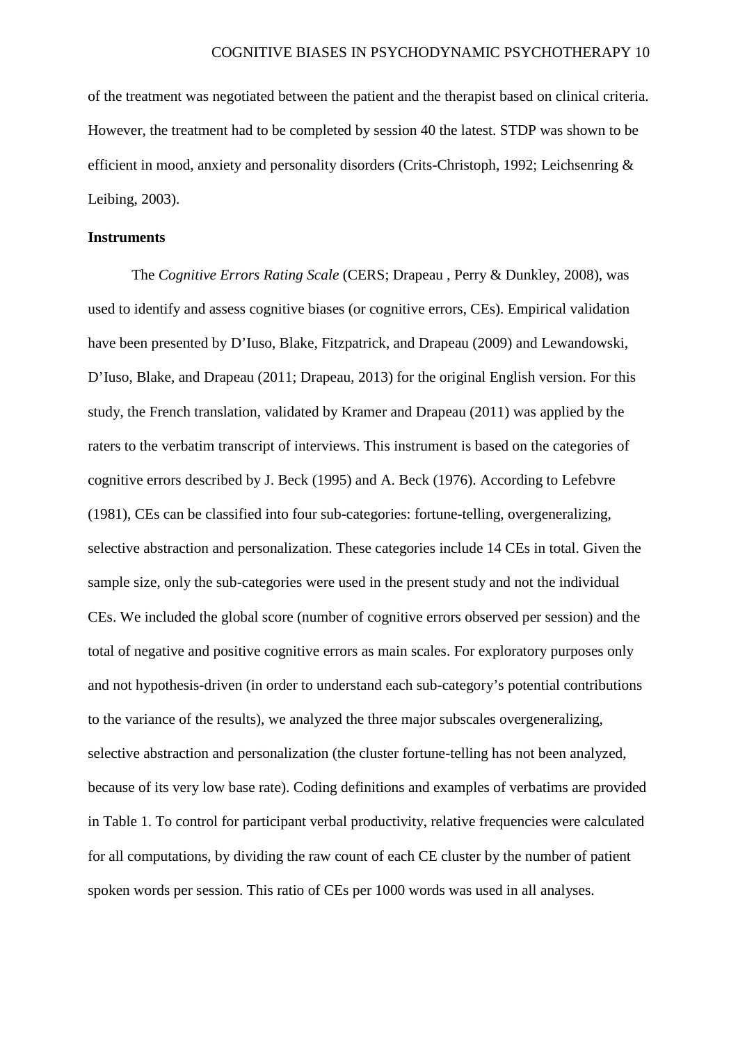of the treatment was negotiated between the patient and the therapist based on clinical criteria. However, the treatment had to be completed by session 40 the latest. STDP was shown to be efficient in mood, anxiety and personality disorders (Crits-Christoph, 1992; Leichsenring & Leibing, 2003).

**Instruments**

The *Cognitive Errors Rating Scale* (CERS; Drapeau , Perry & Dunkley, 2008), was used to identify and assess cognitive biases (or cognitive errors, CEs). Empirical validation have been presented by D'Iuso, Blake, Fitzpatrick, and Drapeau (2009) and Lewandowski, D'Iuso, Blake, and Drapeau (2011; Drapeau, 2013) for the original English version. For this study, the French translation, validated by Kramer and Drapeau (2011) was applied by the raters to the verbatim transcript of interviews. This instrument is based on the categories of cognitive errors described by J. Beck (1995) and A. Beck (1976). According to Lefebvre (1981), CEs can be classified into four sub-categories: fortune-telling, overgeneralizing, selective abstraction and personalization. These categories include 14 CEs in total. Given the sample size, only the sub-categories were used in the present study and not the individual CEs. We included the global score (number of cognitive errors observed per session) and the total of negative and positive cognitive errors as main scales. For exploratory purposes only and not hypothesis-driven (in order to understand each sub-category's potential contributions to the variance of the results), we analyzed the three major subscales overgeneralizing, selective abstraction and personalization (the cluster fortune-telling has not been analyzed, because of its very low base rate). Coding definitions and examples of verbatims are provided in Table 1. To control for participant verbal productivity, relative frequencies were calculated for all computations, by dividing the raw count of each CE cluster by the number of patient spoken words per session. This ratio of CEs per 1000 words was used in all analyses.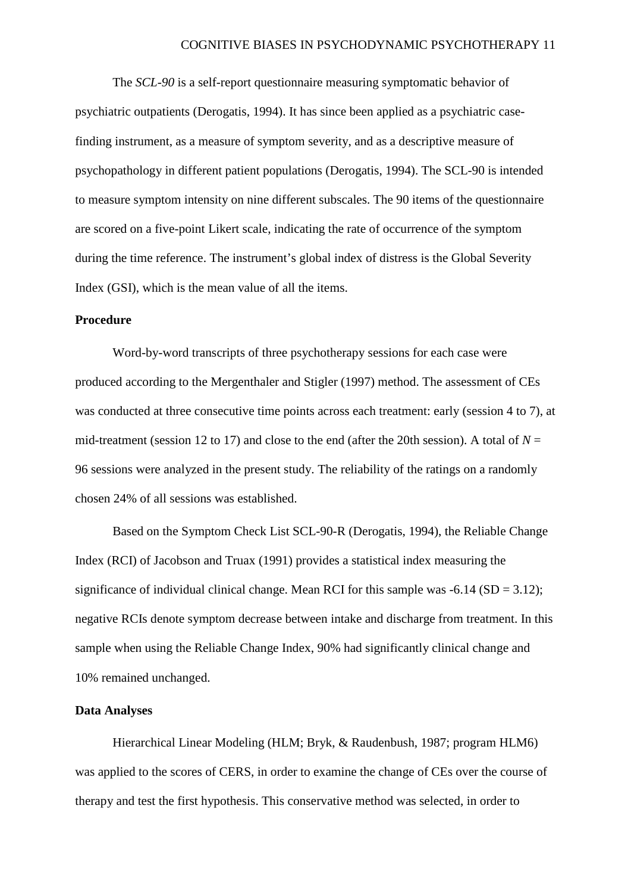The *SCL-90* is a self-report questionnaire measuring symptomatic behavior of psychiatric outpatients (Derogatis, 1994). It has since been applied as a psychiatric case-finding instrument, as a measure of symptom severity, and as a descriptive measure of psychopathology in different patient populations (Derogatis, 1994). The SCL-90 is intended to measure symptom intensity on nine different subscales. The 90 items of the questionnaire are scored on a five-point Likert scale, indicating the rate of occurrence of the symptom during the time reference. The instrument's global index of distress is the Global Severity Index (GSI), which is the mean value of all the items.

**Procedure**

Word-by-word transcripts of three psychotherapy sessions for each case were produced according to the Mergenthaler and Stigler (1997) method. The assessment of CEs was conducted at three consecutive time points across each treatment: early (session 4 to 7), at mid-treatment (session 12 to 17) and close to the end (after the 20th session). A total of $N$ = 96 sessions were analyzed in the present study. The reliability of the ratings on a randomly chosen 24% of all sessions was established.

Based on the Symptom Check List SCL-90-R (Derogatis, 1994), the Reliable Change Index (RCI) of Jacobson and Truax (1991) provides a statistical index measuring the significance of individual clinical change. Mean RCI for this sample was -6.14 (SD = 3.12); negative RCIs denote symptom decrease between intake and discharge from treatment. In this sample when using the Reliable Change Index, 90% had significantly clinical change and 10% remained unchanged.

**Data Analyses**

Hierarchical Linear Modeling (HLM; Bryk, & Raudenbush, 1987; program HLM6) was applied to the scores of CERS, in order to examine the change of CEs over the course of therapy and test the first hypothesis. This conservative method was selected, in order to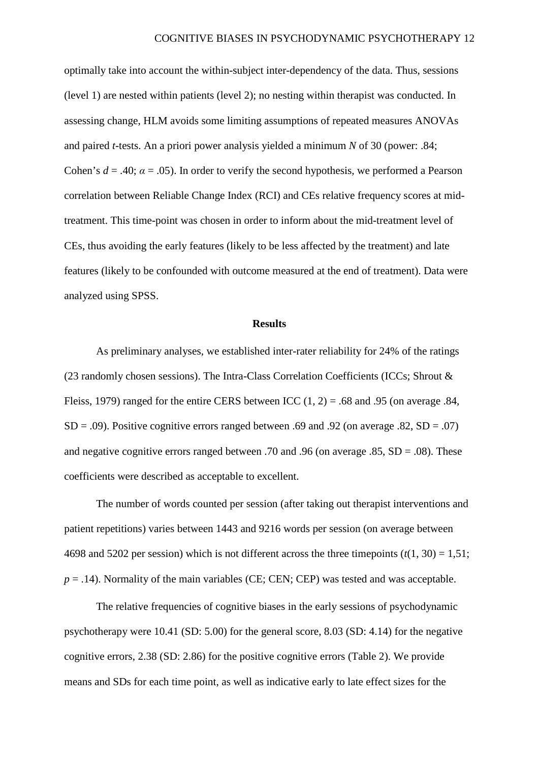optimally take into account the within-subject inter-dependency of the data. Thus, sessions (level 1) are nested within patients (level 2); no nesting within therapist was conducted. In assessing change, HLM avoids some limiting assumptions of repeated measures ANOVAs and paired *t*-tests. An a priori power analysis yielded a minimum *N* of 30 (power: .84; Cohen's $d = .40$; $\alpha = .05$). In order to verify the second hypothesis, we performed a Pearson correlation between Reliable Change Index (RCI) and CEs relative frequency scores at mid-treatment. This time-point was chosen in order to inform about the mid-treatment level of CEs, thus avoiding the early features (likely to be less affected by the treatment) and late features (likely to be confounded with outcome measured at the end of treatment). Data were analyzed using SPSS.

## Results

As preliminary analyses, we established inter-rater reliability for 24% of the ratings (23 randomly chosen sessions). The Intra-Class Correlation Coefficients (ICCs; Shrout & Fleiss, 1979) ranged for the entire CERS between ICC (1, 2) = .68 and .95 (on average .84, SD = .09). Positive cognitive errors ranged between .69 and .92 (on average .82, SD = .07) and negative cognitive errors ranged between .70 and .96 (on average .85, SD = .08). These coefficients were described as acceptable to excellent.

The number of words counted per session (after taking out therapist interventions and patient repetitions) varies between 1443 and 9216 words per session (on average between 4698 and 5202 per session) which is not different across the three timepoints ($t(1, 30) = 1{,}51$; $p = .14$). Normality of the main variables (CE; CEN; CEP) was tested and was acceptable.

The relative frequencies of cognitive biases in the early sessions of psychodynamic psychotherapy were 10.41 (SD: 5.00) for the general score, 8.03 (SD: 4.14) for the negative cognitive errors, 2.38 (SD: 2.86) for the positive cognitive errors (Table 2). We provide means and SDs for each time point, as well as indicative early to late effect sizes for the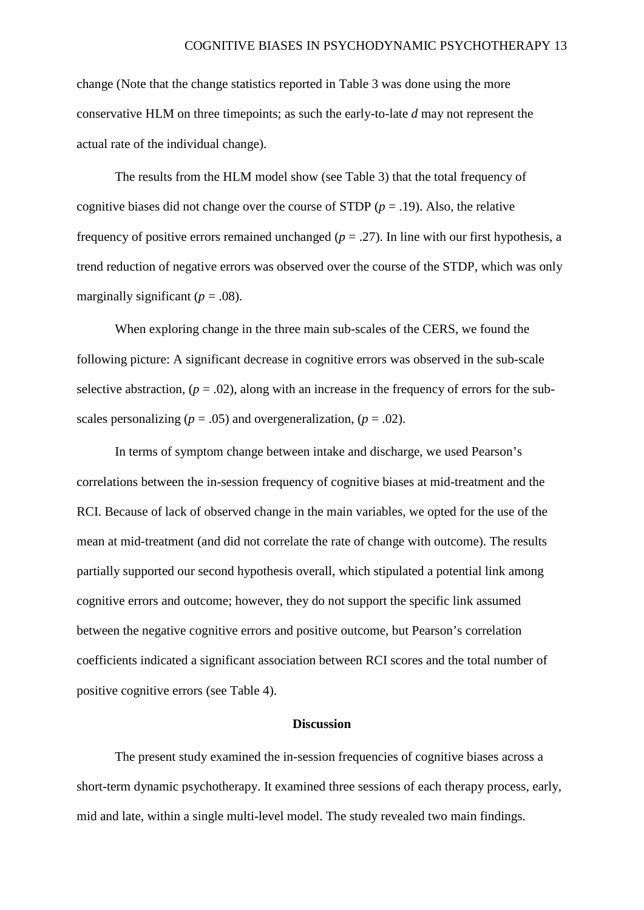change (Note that the change statistics reported in Table 3 was done using the more conservative HLM on three timepoints; as such the early-to-late *d* may not represent the actual rate of the individual change).

The results from the HLM model show (see Table 3) that the total frequency of cognitive biases did not change over the course of STDP ($p = .19$). Also, the relative frequency of positive errors remained unchanged ($p = .27$). In line with our first hypothesis, a trend reduction of negative errors was observed over the course of the STDP, which was only marginally significant ($p = .08$).

When exploring change in the three main sub-scales of the CERS, we found the following picture: A significant decrease in cognitive errors was observed in the sub-scale selective abstraction, ($p = .02$), along with an increase in the frequency of errors for the sub-scales personalizing ($p = .05$) and overgeneralization, ($p = .02$).

In terms of symptom change between intake and discharge, we used Pearson's correlations between the in-session frequency of cognitive biases at mid-treatment and the RCI. Because of lack of observed change in the main variables, we opted for the use of the mean at mid-treatment (and did not correlate the rate of change with outcome). The results partially supported our second hypothesis overall, which stipulated a potential link among cognitive errors and outcome; however, they do not support the specific link assumed between the negative cognitive errors and positive outcome, but Pearson's correlation coefficients indicated a significant association between RCI scores and the total number of positive cognitive errors (see Table 4).

## Discussion

The present study examined the in-session frequencies of cognitive biases across a short-term dynamic psychotherapy. It examined three sessions of each therapy process, early, mid and late, within a single multi-level model. The study revealed two main findings.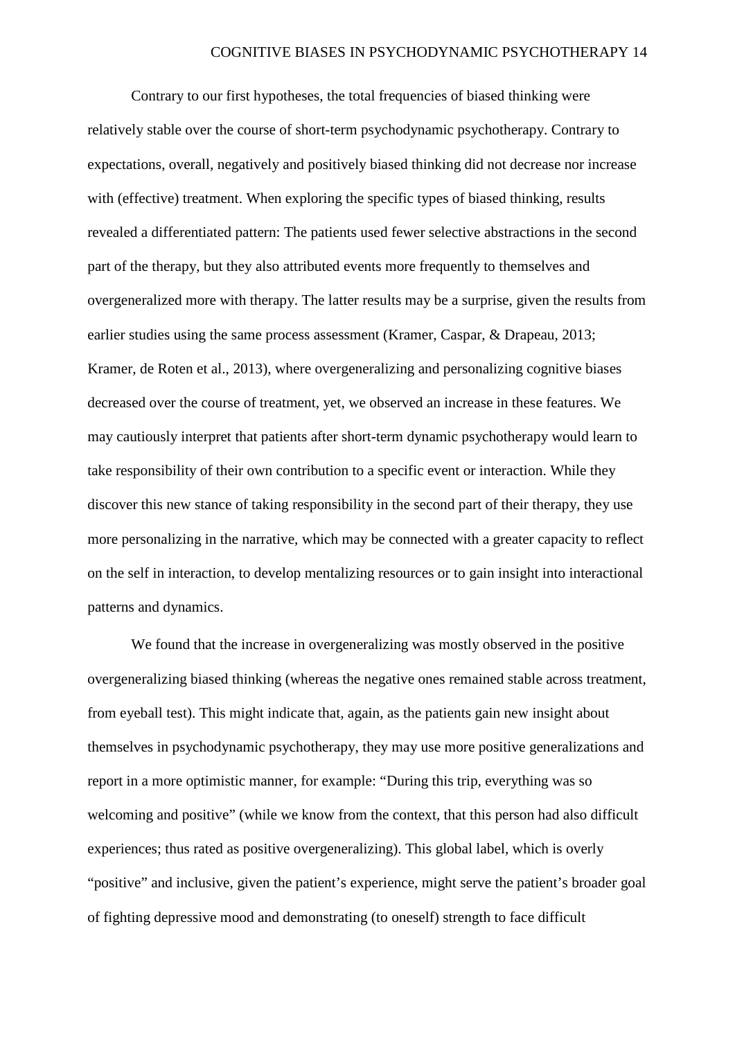Contrary to our first hypotheses, the total frequencies of biased thinking were relatively stable over the course of short-term psychodynamic psychotherapy. Contrary to expectations, overall, negatively and positively biased thinking did not decrease nor increase with (effective) treatment. When exploring the specific types of biased thinking, results revealed a differentiated pattern: The patients used fewer selective abstractions in the second part of the therapy, but they also attributed events more frequently to themselves and overgeneralized more with therapy. The latter results may be a surprise, given the results from earlier studies using the same process assessment (Kramer, Caspar, & Drapeau, 2013; Kramer, de Roten et al., 2013), where overgeneralizing and personalizing cognitive biases decreased over the course of treatment, yet, we observed an increase in these features. We may cautiously interpret that patients after short-term dynamic psychotherapy would learn to take responsibility of their own contribution to a specific event or interaction. While they discover this new stance of taking responsibility in the second part of their therapy, they use more personalizing in the narrative, which may be connected with a greater capacity to reflect on the self in interaction, to develop mentalizing resources or to gain insight into interactional patterns and dynamics.

We found that the increase in overgeneralizing was mostly observed in the positive overgeneralizing biased thinking (whereas the negative ones remained stable across treatment, from eyeball test). This might indicate that, again, as the patients gain new insight about themselves in psychodynamic psychotherapy, they may use more positive generalizations and report in a more optimistic manner, for example: "During this trip, everything was so welcoming and positive" (while we know from the context, that this person had also difficult experiences; thus rated as positive overgeneralizing). This global label, which is overly "positive" and inclusive, given the patient's experience, might serve the patient's broader goal of fighting depressive mood and demonstrating (to oneself) strength to face difficult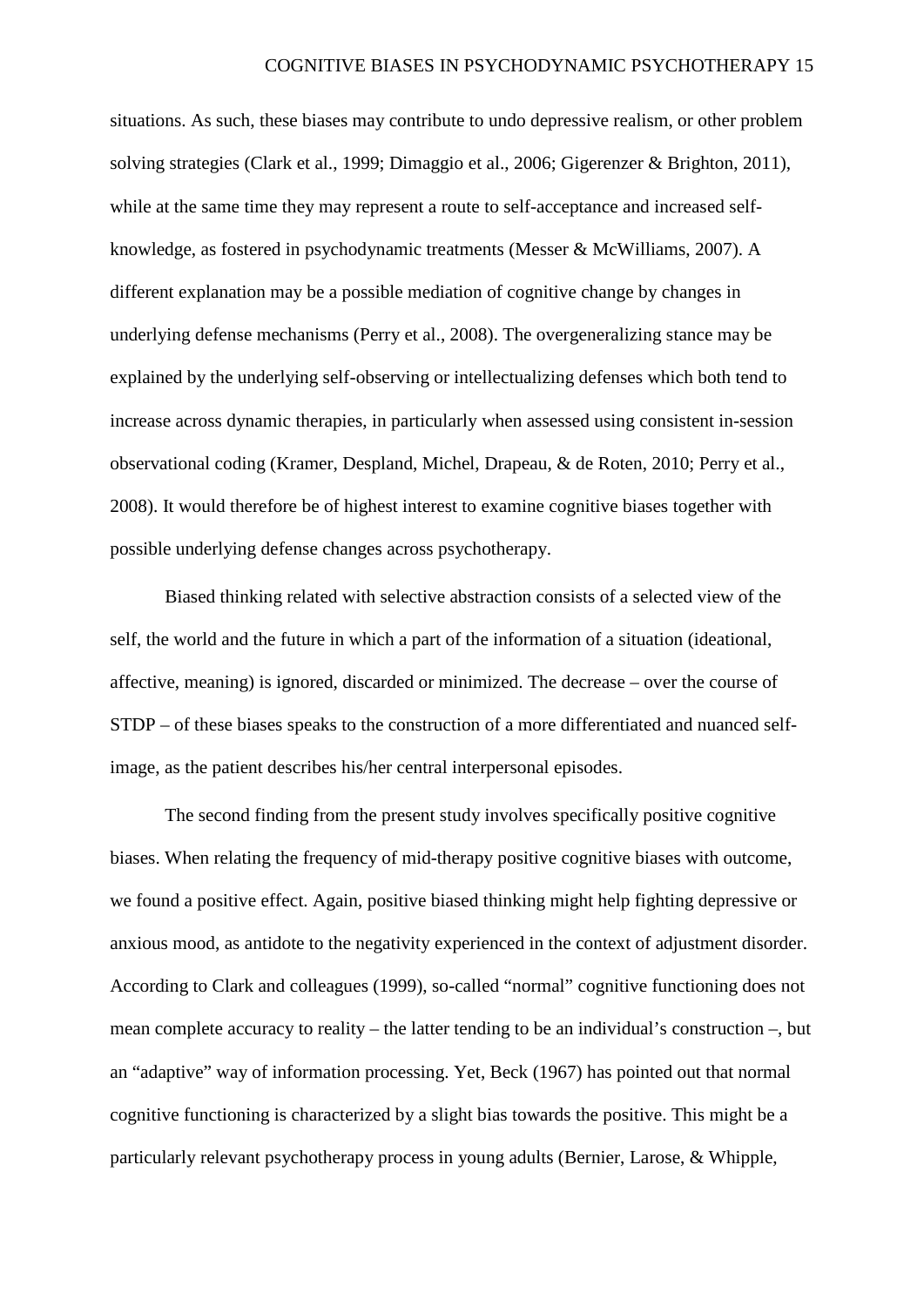situations. As such, these biases may contribute to undo depressive realism, or other problem solving strategies (Clark et al., 1999; Dimaggio et al., 2006; Gigerenzer & Brighton, 2011), while at the same time they may represent a route to self-acceptance and increased self-knowledge, as fostered in psychodynamic treatments (Messer & McWilliams, 2007). A different explanation may be a possible mediation of cognitive change by changes in underlying defense mechanisms (Perry et al., 2008). The overgeneralizing stance may be explained by the underlying self-observing or intellectualizing defenses which both tend to increase across dynamic therapies, in particular when assessed using consistent in-session observational coding (Kramer, Despland, Michel, Drapeau, & de Roten, 2010; Perry et al., 2008). It would therefore be of highest interest to examine cognitive biases together with possible underlying defense changes across psychotherapy.

Biased thinking related with selective abstraction consists of a selected view of the self, the world and the future in which a part of the information of a situation (ideational, affective, meaning) is ignored, discarded or minimized. The decrease – over the course of STDP – of these biases speaks to the construction of a more differentiated and nuanced self-image, as the patient describes his/her central interpersonal episodes.

The second finding from the present study involves specifically positive cognitive biases. When relating the frequency of mid-therapy positive cognitive biases with outcome, we found a positive effect. Again, positive biased thinking might help fighting depressive or anxious mood, as antidote to the negativity experienced in the context of adjustment disorder. According to Clark and colleagues (1999), so-called "normal" cognitive functioning does not mean complete accuracy to reality – the latter tending to be an individual's construction –, but an "adaptive" way of information processing. Yet, Beck (1967) has pointed out that normal cognitive functioning is characterized by a slight bias towards the positive. This might be a particularly relevant psychotherapy process in young adults (Bernier, Larose, & Whipple,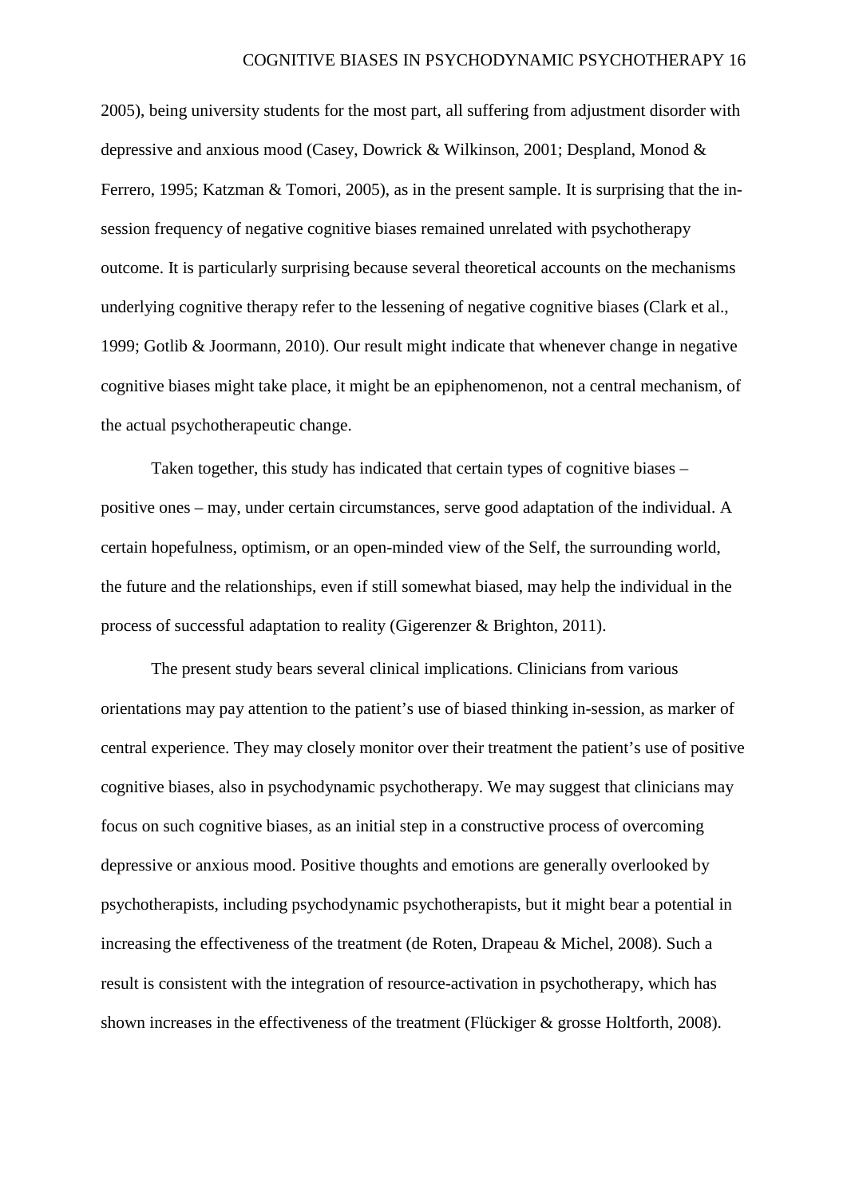2005), being university students for the most part, all suffering from adjustment disorder with depressive and anxious mood (Casey, Dowrick & Wilkinson, 2001; Despland, Monod & Ferrero, 1995; Katzman & Tomori, 2005), as in the present sample. It is surprising that the in-session frequency of negative cognitive biases remained unrelated with psychotherapy outcome. It is particularly surprising because several theoretical accounts on the mechanisms underlying cognitive therapy refer to the lessening of negative cognitive biases (Clark et al., 1999; Gotlib & Joormann, 2010). Our result might indicate that whenever change in negative cognitive biases might take place, it might be an epiphenomenon, not a central mechanism, of the actual psychotherapeutic change.

Taken together, this study has indicated that certain types of cognitive biases – positive ones – may, under certain circumstances, serve good adaptation of the individual. A certain hopefulness, optimism, or an open-minded view of the Self, the surrounding world, the future and the relationships, even if still somewhat biased, may help the individual in the process of successful adaptation to reality (Gigerenzer & Brighton, 2011).

The present study bears several clinical implications. Clinicians from various orientations may pay attention to the patient's use of biased thinking in-session, as marker of central experience. They may closely monitor over their treatment the patient's use of positive cognitive biases, also in psychodynamic psychotherapy. We may suggest that clinicians may focus on such cognitive biases, as an initial step in a constructive process of overcoming depressive or anxious mood. Positive thoughts and emotions are generally overlooked by psychotherapists, including psychodynamic psychotherapists, but it might bear a potential in increasing the effectiveness of the treatment (de Roten, Drapeau & Michel, 2008). Such a result is consistent with the integration of resource-activation in psychotherapy, which has shown increases in the effectiveness of the treatment (Flückiger & grosse Holtforth, 2008).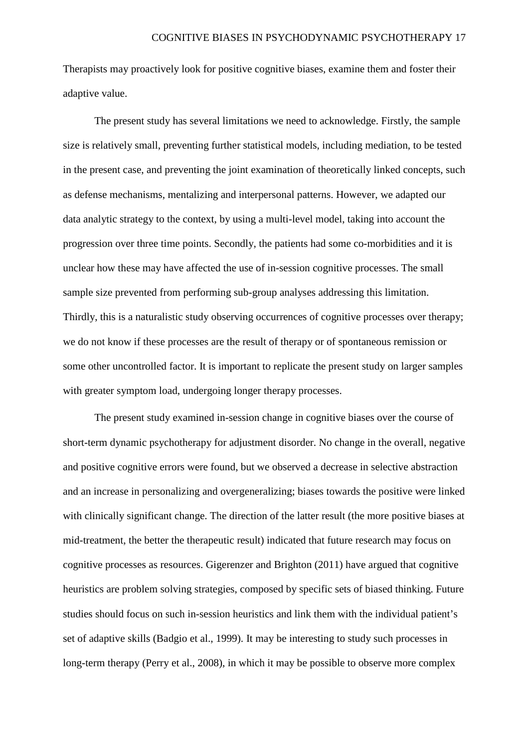Therapists may proactively look for positive cognitive biases, examine them and foster their adaptive value.

The present study has several limitations we need to acknowledge. Firstly, the sample size is relatively small, preventing further statistical models, including mediation, to be tested in the present case, and preventing the joint examination of theoretically linked concepts, such as defense mechanisms, mentalizing and interpersonal patterns. However, we adapted our data analytic strategy to the context, by using a multi-level model, taking into account the progression over three time points. Secondly, the patients had some co-morbidities and it is unclear how these may have affected the use of in-session cognitive processes. The small sample size prevented from performing sub-group analyses addressing this limitation. Thirdly, this is a naturalistic study observing occurrences of cognitive processes over therapy; we do not know if these processes are the result of therapy or of spontaneous remission or some other uncontrolled factor. It is important to replicate the present study on larger samples with greater symptom load, undergoing longer therapy processes.

The present study examined in-session change in cognitive biases over the course of short-term dynamic psychotherapy for adjustment disorder. No change in the overall, negative and positive cognitive errors were found, but we observed a decrease in selective abstraction and an increase in personalizing and overgeneralizing; biases towards the positive were linked with clinically significant change. The direction of the latter result (the more positive biases at mid-treatment, the better the therapeutic result) indicated that future research may focus on cognitive processes as resources. Gigerenzer and Brighton (2011) have argued that cognitive heuristics are problem solving strategies, composed by specific sets of biased thinking. Future studies should focus on such in-session heuristics and link them with the individual patient's set of adaptive skills (Badgio et al., 1999). It may be interesting to study such processes in long-term therapy (Perry et al., 2008), in which it may be possible to observe more complex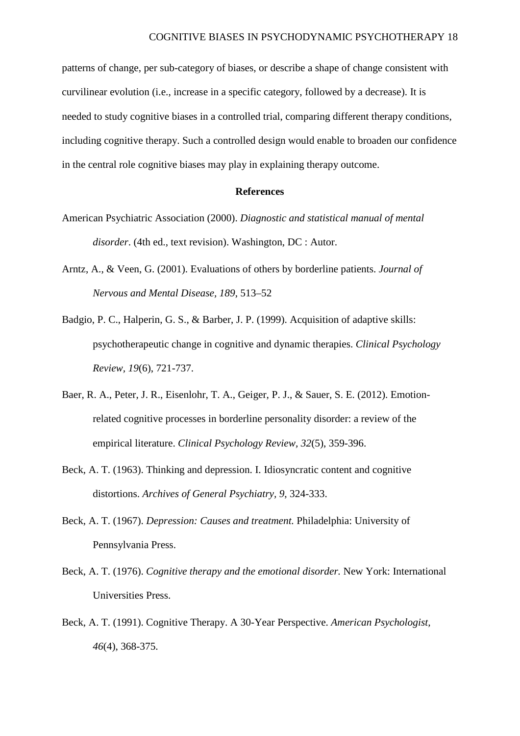patterns of change, per sub-category of biases, or describe a shape of change consistent with curvilinear evolution (i.e., increase in a specific category, followed by a decrease). It is needed to study cognitive biases in a controlled trial, comparing different therapy conditions, including cognitive therapy. Such a controlled design would enable to broaden our confidence in the central role cognitive biases may play in explaining therapy outcome.

## References

American Psychiatric Association (2000). *Diagnostic and statistical manual of mental disorder*. (4th ed., text revision). Washington, DC : Autor.

Arntz, A., & Veen, G. (2001). Evaluations of others by borderline patients. *Journal of Nervous and Mental Disease, 189*, 513–52

Badgio, P. C., Halperin, G. S., & Barber, J. P. (1999). Acquisition of adaptive skills: psychotherapeutic change in cognitive and dynamic therapies. *Clinical Psychology Review, 19*(6), 721-737.

Baer, R. A., Peter, J. R., Eisenlohr, T. A., Geiger, P. J., & Sauer, S. E. (2012). Emotion-related cognitive processes in borderline personality disorder: a review of the empirical literature. *Clinical Psychology Review, 32*(5), 359-396.

Beck, A. T. (1963). Thinking and depression. I. Idiosyncratic content and cognitive distortions. *Archives of General Psychiatry, 9*, 324-333.

Beck, A. T. (1967). *Depression: Causes and treatment.* Philadelphia: University of Pennsylvania Press.

Beck, A. T. (1976). *Cognitive therapy and the emotional disorder.* New York: International Universities Press.

Beck, A. T. (1991). Cognitive Therapy. A 30-Year Perspective. *American Psychologist, 46*(4), 368-375.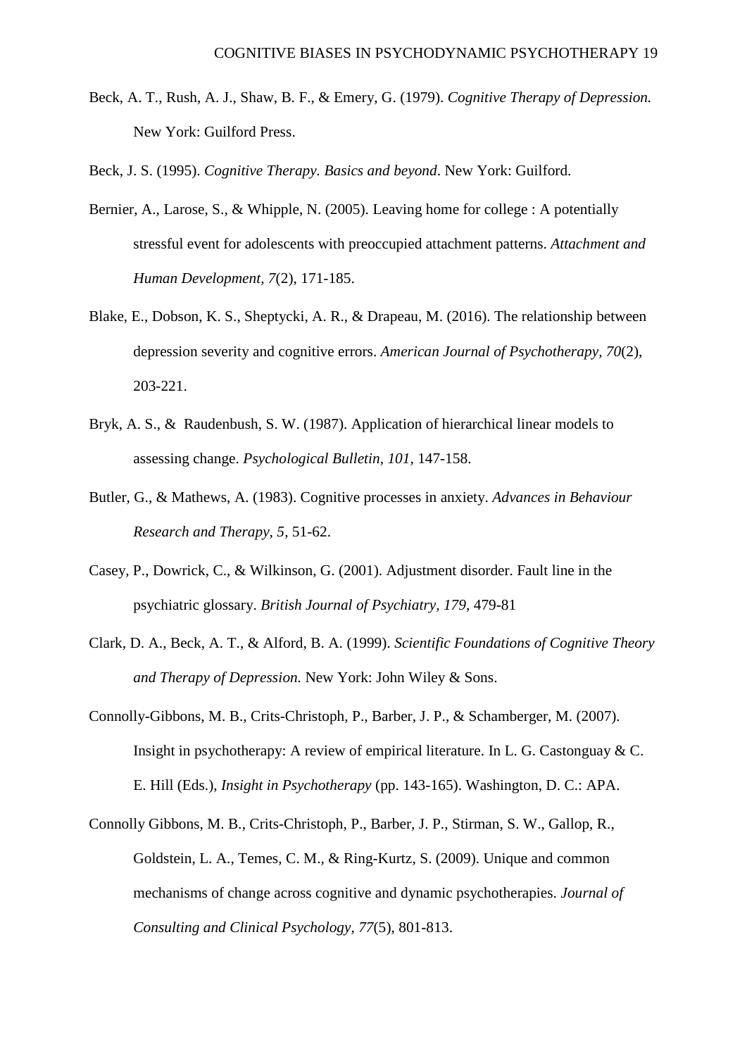Beck, A. T., Rush, A. J., Shaw, B. F., & Emery, G. (1979). *Cognitive Therapy of Depression.* New York: Guilford Press.

Beck, J. S. (1995). *Cognitive Therapy. Basics and beyond*. New York: Guilford.

Bernier, A., Larose, S., & Whipple, N. (2005). Leaving home for college : A potentially stressful event for adolescents with preoccupied attachment patterns. *Attachment and Human Development, 7*(2), 171-185.

Blake, E., Dobson, K. S., Sheptycki, A. R., & Drapeau, M. (2016). The relationship between depression severity and cognitive errors. *American Journal of Psychotherapy, 70*(2), 203-221.

Bryk, A. S., & Raudenbush, S. W. (1987). Application of hierarchical linear models to assessing change. *Psychological Bulletin, 101,* 147-158.

Butler, G., & Mathews, A. (1983). Cognitive processes in anxiety. *Advances in Behaviour Research and Therapy, 5,* 51-62.

Casey, P., Dowrick, C., & Wilkinson, G. (2001). Adjustment disorder. Fault line in the psychiatric glossary. *British Journal of Psychiatry, 179*, 479-81

Clark, D. A., Beck, A. T., & Alford, B. A. (1999). *Scientific Foundations of Cognitive Theory and Therapy of Depression.* New York: John Wiley & Sons.

Connolly-Gibbons, M. B., Crits-Christoph, P., Barber, J. P., & Schamberger, M. (2007). Insight in psychotherapy: A review of empirical literature. In L. G. Castonguay & C. E. Hill (Eds.), *Insight in Psychotherapy* (pp. 143-165). Washington, D. C.: APA.

Connolly Gibbons, M. B., Crits-Christoph, P., Barber, J. P., Stirman, S. W., Gallop, R., Goldstein, L. A., Temes, C. M., & Ring-Kurtz, S. (2009). Unique and common mechanisms of change across cognitive and dynamic psychotherapies. *Journal of Consulting and Clinical Psychology, 77*(5), 801-813.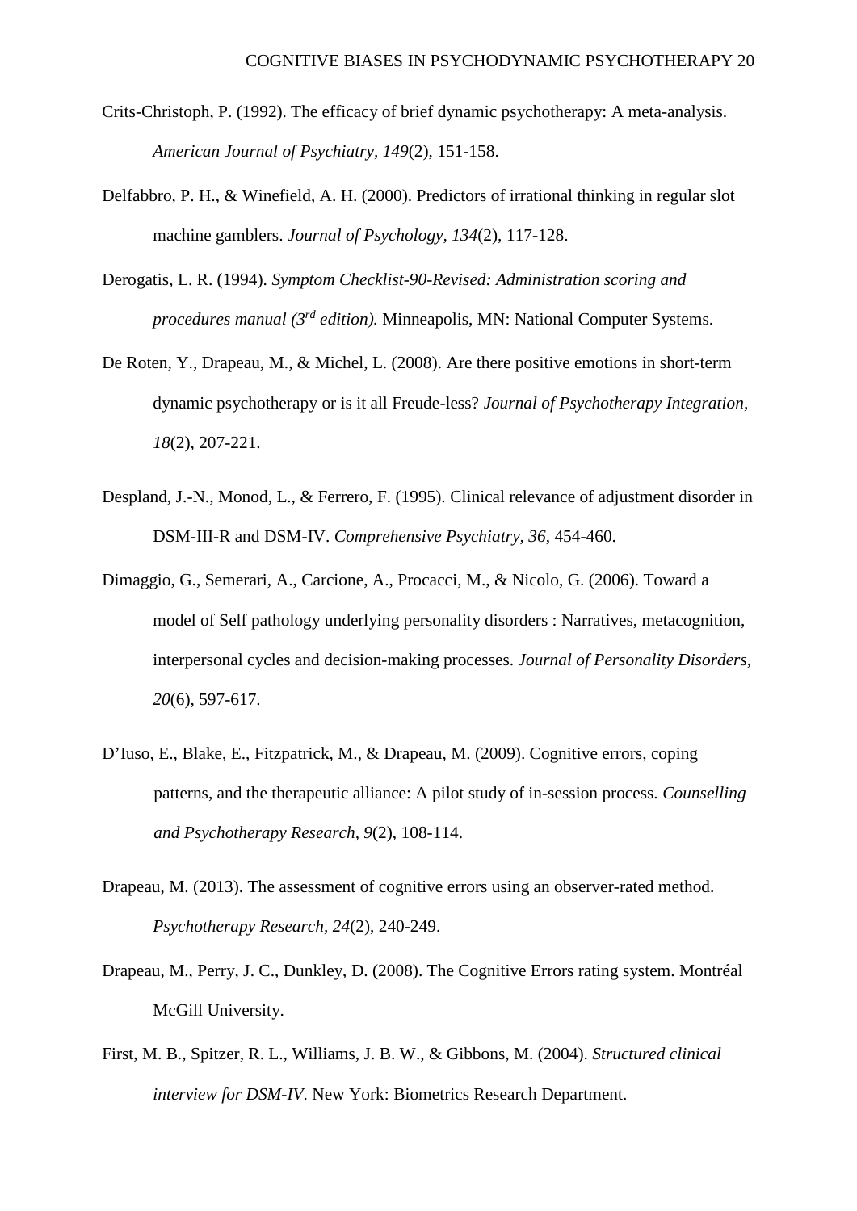Crits-Christoph, P. (1992). The efficacy of brief dynamic psychotherapy: A meta-analysis. *American Journal of Psychiatry, 149*(2), 151-158.

Delfabbro, P. H., & Winefield, A. H. (2000). Predictors of irrational thinking in regular slot machine gamblers. *Journal of Psychology, 134*(2), 117-128.

Derogatis, L. R. (1994). *Symptom Checklist-90-Revised: Administration scoring and procedures manual (3rd edition).* Minneapolis, MN: National Computer Systems.

De Roten, Y., Drapeau, M., & Michel, L. (2008). Are there positive emotions in short-term dynamic psychotherapy or is it all Freude-less? *Journal of Psychotherapy Integration, 18*(2), 207-221.

Despland, J.-N., Monod, L., & Ferrero, F. (1995). Clinical relevance of adjustment disorder in DSM-III-R and DSM-IV. *Comprehensive Psychiatry, 36*, 454-460.

Dimaggio, G., Semerari, A., Carcione, A., Procacci, M., & Nicolo, G. (2006). Toward a model of Self pathology underlying personality disorders : Narratives, metacognition, interpersonal cycles and decision-making processes. *Journal of Personality Disorders, 20*(6), 597-617.

D'Iuso, E., Blake, E., Fitzpatrick, M., & Drapeau, M. (2009). Cognitive errors, coping patterns, and the therapeutic alliance: A pilot study of in-session process. *Counselling and Psychotherapy Research, 9*(2), 108-114.

Drapeau, M. (2013). The assessment of cognitive errors using an observer-rated method. *Psychotherapy Research, 24*(2), 240-249.

Drapeau, M., Perry, J. C., Dunkley, D. (2008). The Cognitive Errors rating system. Montréal McGill University.

First, M. B., Spitzer, R. L., Williams, J. B. W., & Gibbons, M. (2004). *Structured clinical interview for DSM-IV*. New York: Biometrics Research Department.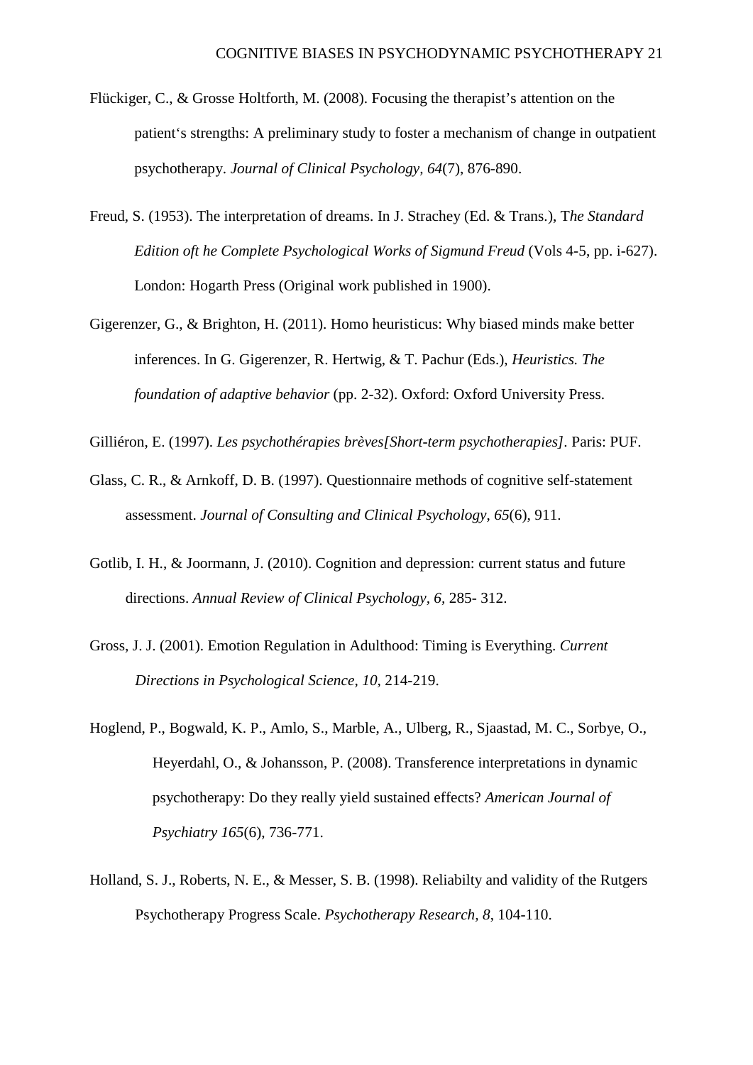Flückiger, C., & Grosse Holtforth, M. (2008). Focusing the therapist's attention on the patient's strengths: A preliminary study to foster a mechanism of change in outpatient psychotherapy. *Journal of Clinical Psychology, 64*(7), 876-890.

Freud, S. (1953). The interpretation of dreams. In J. Strachey (Ed. & Trans.), T*he Standard Edition oft he Complete Psychological Works of Sigmund Freud* (Vols 4-5, pp. i-627). London: Hogarth Press (Original work published in 1900).

Gigerenzer, G., & Brighton, H. (2011). Homo heuristicus: Why biased minds make better inferences. In G. Gigerenzer, R. Hertwig, & T. Pachur (Eds.), *Heuristics. The foundation of adaptive behavior* (pp. 2-32). Oxford: Oxford University Press.

Gilliéron, E. (1997). *Les psychothérapies brèves[Short-term psychotherapies]*. Paris: PUF.

Glass, C. R., & Arnkoff, D. B. (1997). Questionnaire methods of cognitive self-statement assessment. *Journal of Consulting and Clinical Psychology*, *65*(6), 911.

Gotlib, I. H., & Joormann, J. (2010). Cognition and depression: current status and future directions. *Annual Review of Clinical Psychology*, *6*, 285- 312.

Gross, J. J. (2001). Emotion Regulation in Adulthood: Timing is Everything. *Current Directions in Psychological Science, 10*, 214-219.

Hoglend, P., Bogwald, K. P., Amlo, S., Marble, A., Ulberg, R., Sjaastad, M. C., Sorbye, O., Heyerdahl, O., & Johansson, P. (2008). Transference interpretations in dynamic psychotherapy: Do they really yield sustained effects? *American Journal of Psychiatry 165*(6), 736-771.

Holland, S. J., Roberts, N. E., & Messer, S. B. (1998). Reliabilty and validity of the Rutgers Psychotherapy Progress Scale. *Psychotherapy Research, 8*, 104-110.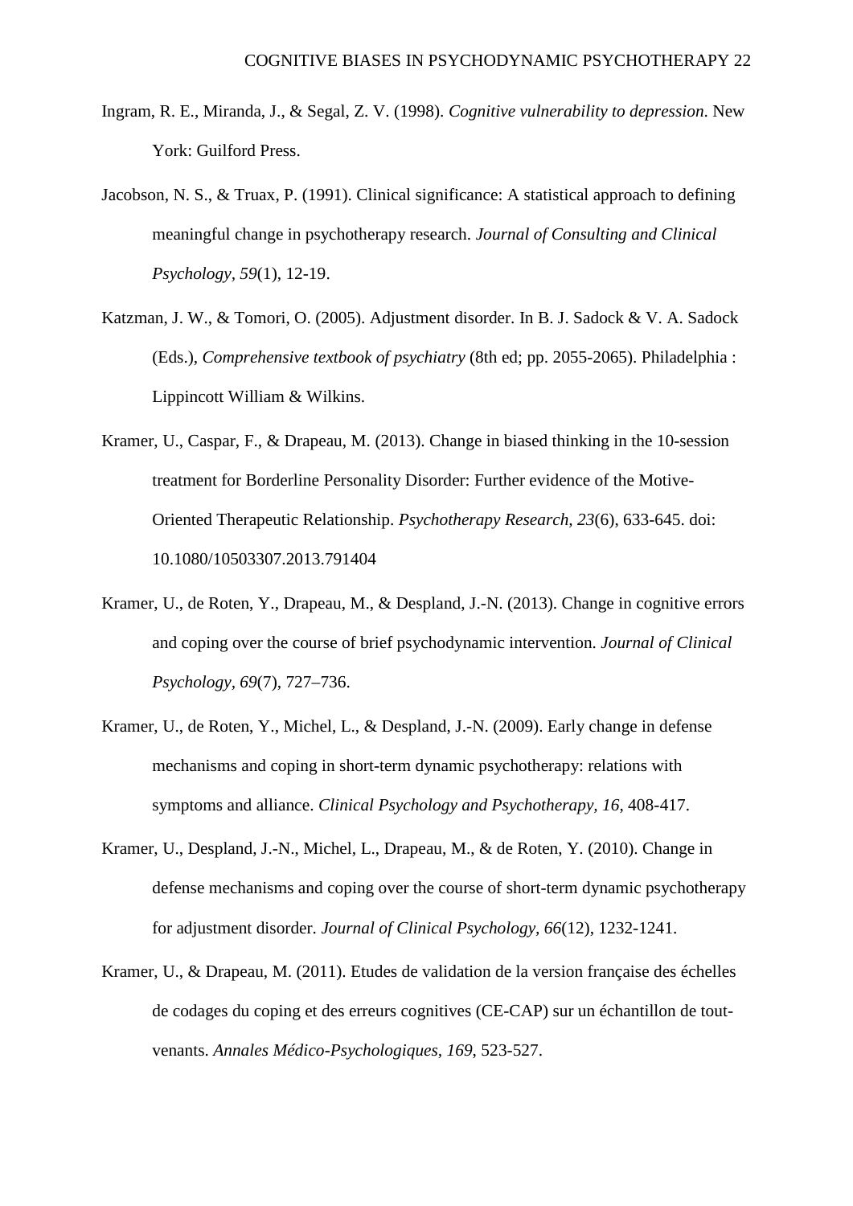Ingram, R. E., Miranda, J., & Segal, Z. V. (1998). *Cognitive vulnerability to depression*. New York: Guilford Press.

Jacobson, N. S., & Truax, P. (1991). Clinical significance: A statistical approach to defining meaningful change in psychotherapy research. *Journal of Consulting and Clinical Psychology, 59*(1), 12-19.

Katzman, J. W., & Tomori, O. (2005). Adjustment disorder. In B. J. Sadock & V. A. Sadock (Eds.), *Comprehensive textbook of psychiatry* (8th ed; pp. 2055-2065). Philadelphia : Lippincott William & Wilkins.

Kramer, U., Caspar, F., & Drapeau, M. (2013). Change in biased thinking in the 10-session treatment for Borderline Personality Disorder: Further evidence of the Motive-Oriented Therapeutic Relationship. *Psychotherapy Research, 23*(6), 633-645. doi: 10.1080/10503307.2013.791404

Kramer, U., de Roten, Y., Drapeau, M., & Despland, J.-N. (2013). Change in cognitive errors and coping over the course of brief psychodynamic intervention. *Journal of Clinical Psychology*, *69*(7), 727–736.

Kramer, U., de Roten, Y., Michel, L., & Despland, J.-N. (2009). Early change in defense mechanisms and coping in short-term dynamic psychotherapy: relations with symptoms and alliance. *Clinical Psychology and Psychotherapy, 16*, 408-417.

Kramer, U., Despland, J.-N., Michel, L., Drapeau, M., & de Roten, Y. (2010). Change in defense mechanisms and coping over the course of short-term dynamic psychotherapy for adjustment disorder. *Journal of Clinical Psychology, 66*(12), 1232-1241.

Kramer, U., & Drapeau, M. (2011). Etudes de validation de la version française des échelles de codages du coping et des erreurs cognitives (CE-CAP) sur un échantillon de tout-venants. *Annales Médico-Psychologiques, 169*, 523-527.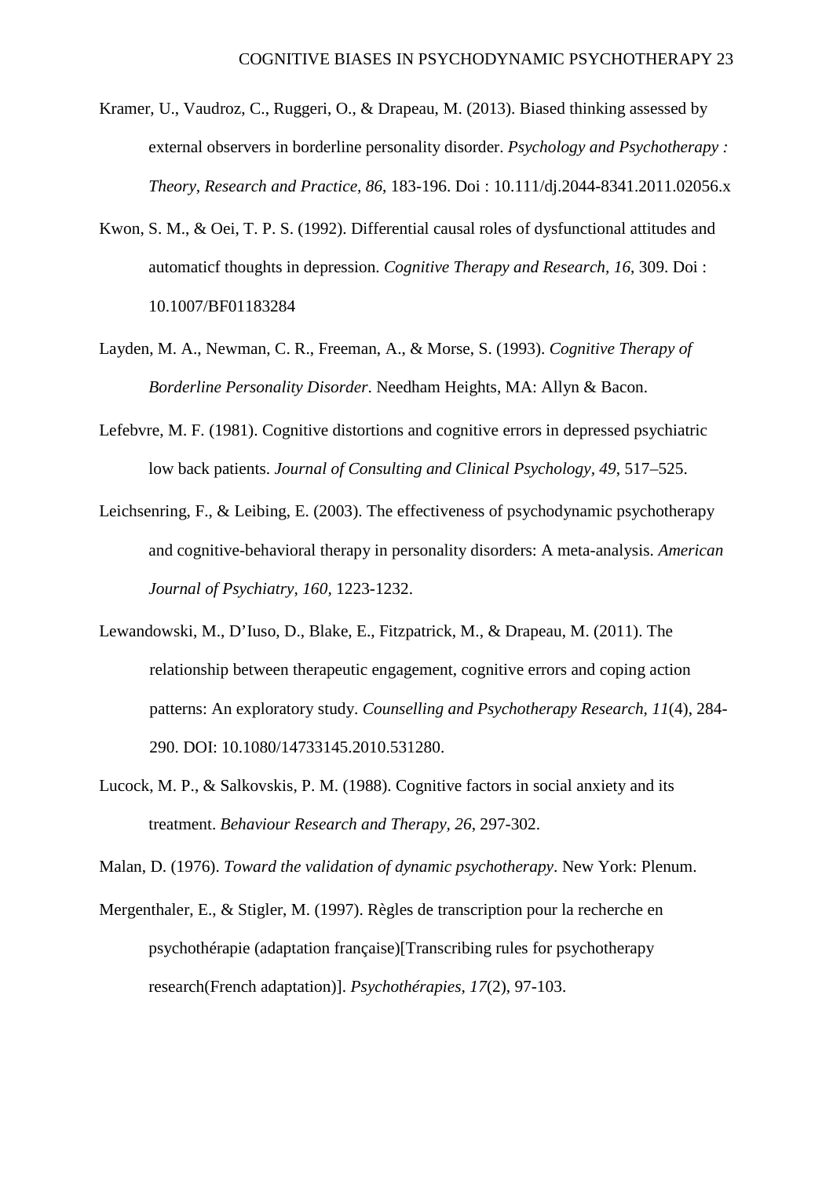Kramer, U., Vaudroz, C., Ruggeri, O., & Drapeau, M. (2013). Biased thinking assessed by external observers in borderline personality disorder. *Psychology and Psychotherapy : Theory, Research and Practice, 86*, 183-196. Doi : 10.111/dj.2044-8341.2011.02056.x

Kwon, S. M., & Oei, T. P. S. (1992). Differential causal roles of dysfunctional attitudes and automaticf thoughts in depression. *Cognitive Therapy and Research, 16*, 309. Doi : 10.1007/BF01183284

Layden, M. A., Newman, C. R., Freeman, A., & Morse, S. (1993). *Cognitive Therapy of Borderline Personality Disorder*. Needham Heights, MA: Allyn & Bacon.

Lefebvre, M. F. (1981). Cognitive distortions and cognitive errors in depressed psychiatric low back patients. *Journal of Consulting and Clinical Psychology, 49*, 517–525.

Leichsenring, F., & Leibing, E. (2003). The effectiveness of psychodynamic psychotherapy and cognitive-behavioral therapy in personality disorders: A meta-analysis. *American Journal of Psychiatry, 160*, 1223-1232.

Lewandowski, M., D'Iuso, D., Blake, E., Fitzpatrick, M., & Drapeau, M. (2011). The relationship between therapeutic engagement, cognitive errors and coping action patterns: An exploratory study. *Counselling and Psychotherapy Research, 11*(4), 284-290. DOI: 10.1080/14733145.2010.531280.

Lucock, M. P., & Salkovskis, P. M. (1988). Cognitive factors in social anxiety and its treatment. *Behaviour Research and Therapy, 26*, 297-302.

Malan, D. (1976). *Toward the validation of dynamic psychotherapy*. New York: Plenum.

Mergenthaler, E., & Stigler, M. (1997). Règles de transcription pour la recherche en psychothérapie (adaptation française)[Transcribing rules for psychotherapy research(French adaptation)]. *Psychothérapies, 17*(2), 97-103.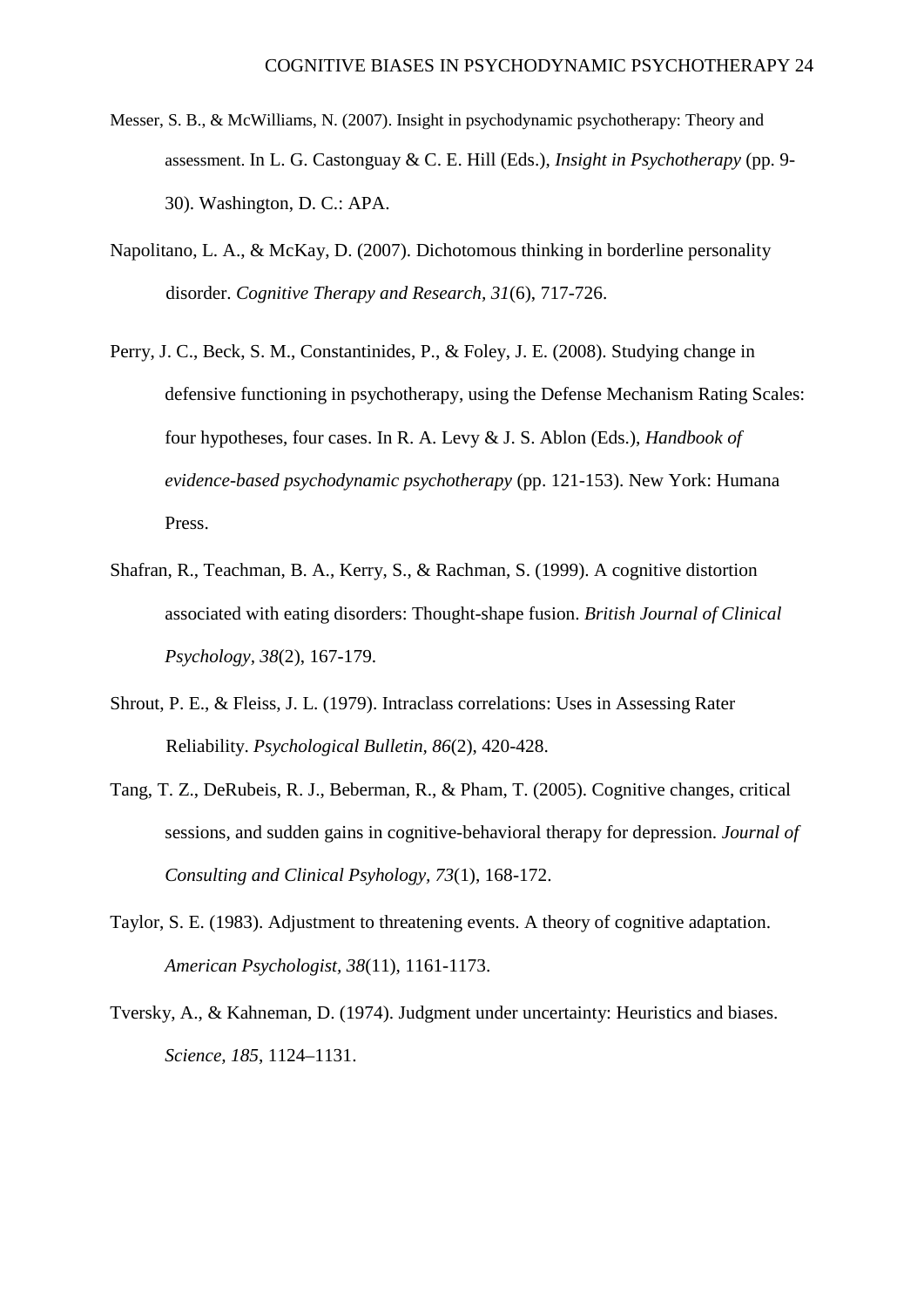Messer, S. B., & McWilliams, N. (2007). Insight in psychodynamic psychotherapy: Theory and assessment. In L. G. Castonguay & C. E. Hill (Eds.), *Insight in Psychotherapy* (pp. 9-30). Washington, D. C.: APA.

Napolitano, L. A., & McKay, D. (2007). Dichotomous thinking in borderline personality disorder. *Cognitive Therapy and Research, 31*(6), 717-726.

Perry, J. C., Beck, S. M., Constantinides, P., & Foley, J. E. (2008). Studying change in defensive functioning in psychotherapy, using the Defense Mechanism Rating Scales: four hypotheses, four cases. In R. A. Levy & J. S. Ablon (Eds.), *Handbook of evidence-based psychodynamic psychotherapy* (pp. 121-153). New York: Humana Press.

Shafran, R., Teachman, B. A., Kerry, S., & Rachman, S. (1999). A cognitive distortion associated with eating disorders: Thought-shape fusion. *British Journal of Clinical Psychology, 38*(2), 167-179.

Shrout, P. E., & Fleiss, J. L. (1979). Intraclass correlations: Uses in Assessing Rater Reliability. *Psychological Bulletin, 86*(2), 420-428.

Tang, T. Z., DeRubeis, R. J., Beberman, R., & Pham, T. (2005). Cognitive changes, critical sessions, and sudden gains in cognitive-behavioral therapy for depression. *Journal of Consulting and Clinical Psyhology, 73*(1), 168-172.

Taylor, S. E. (1983). Adjustment to threatening events. A theory of cognitive adaptation. *American Psychologist, 38*(11), 1161-1173.

Tversky, A., & Kahneman, D. (1974). Judgment under uncertainty: Heuristics and biases. *Science, 185*, 1124–1131.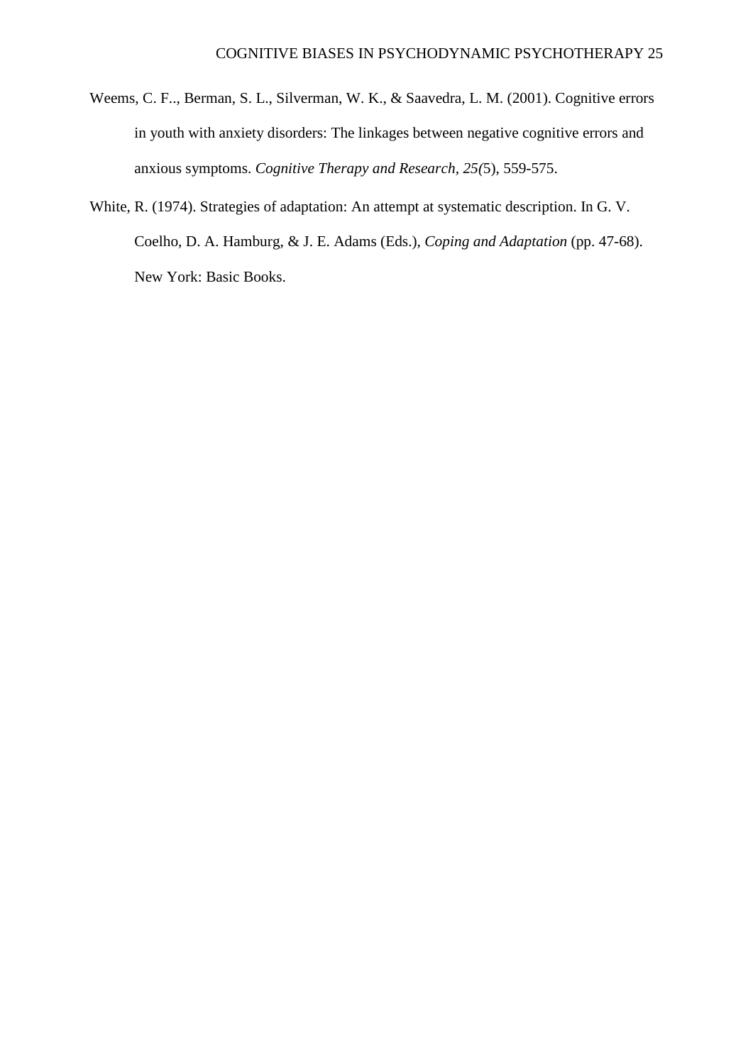Weems, C. F.., Berman, S. L., Silverman, W. K., & Saavedra, L. M. (2001). Cognitive errors in youth with anxiety disorders: The linkages between negative cognitive errors and anxious symptoms. *Cognitive Therapy and Research*, *25(*5), 559-575.

White, R. (1974). Strategies of adaptation: An attempt at systematic description. In G. V. Coelho, D. A. Hamburg, & J. E. Adams (Eds.), *Coping and Adaptation* (pp. 47-68). New York: Basic Books.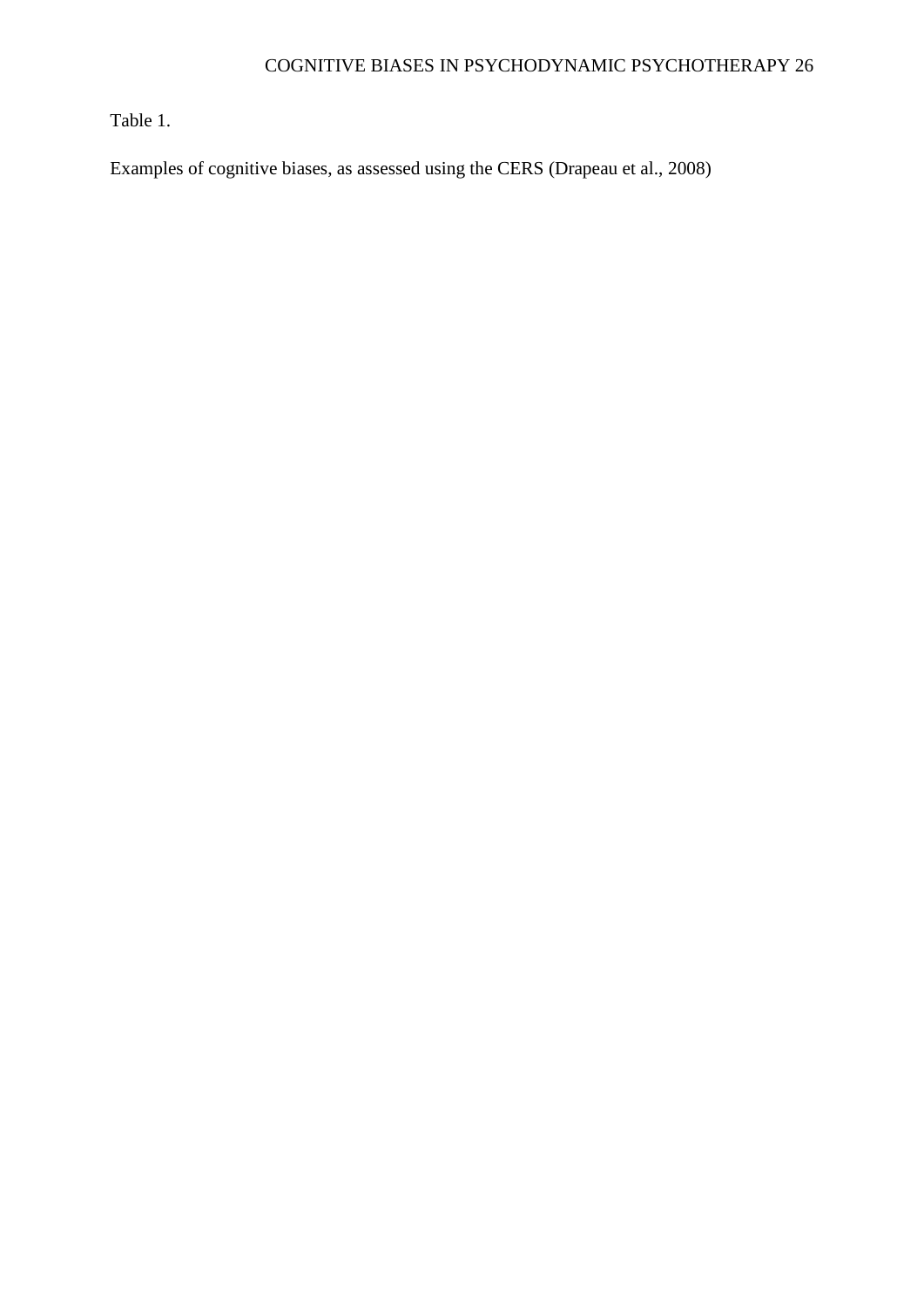Table 1.

Examples of cognitive biases, as assessed using the CERS (Drapeau et al., 2008)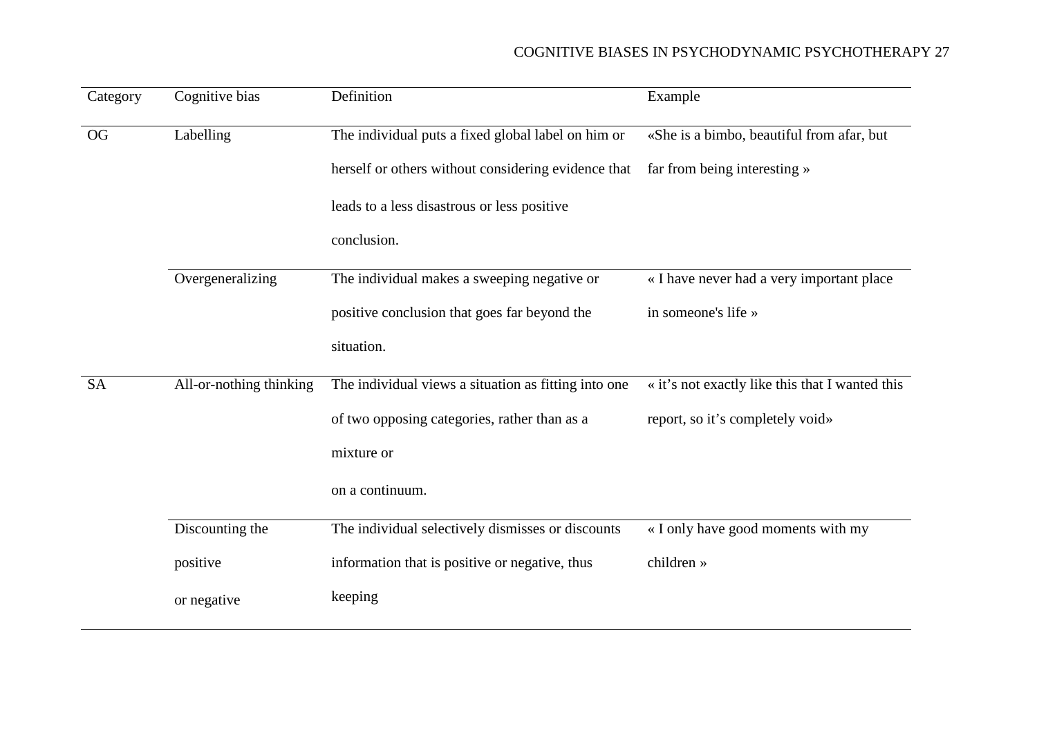| Category | Cognitive bias | Definition | Example |
|---|---|---|---|
| OG | Labelling | The individual puts a fixed global label on him or herself or others without considering evidence that leads to a less disastrous or less positive conclusion. | «She is a bimbo, beautiful from afar, but far from being interesting » |
| | Overgeneralizing | The individual makes a sweeping negative or positive conclusion that goes far beyond the situation. | « I have never had a very important place in someone's life » |
| SA | All-or-nothing thinking | The individual views a situation as fitting into one of two opposing categories, rather than as a mixture or on a continuum. | « it's not exactly like this that I wanted this report, so it's completely void» |
| | Discounting the positive or negative | The individual selectively dismisses or discounts information that is positive or negative, thus keeping | « I only have good moments with my children » |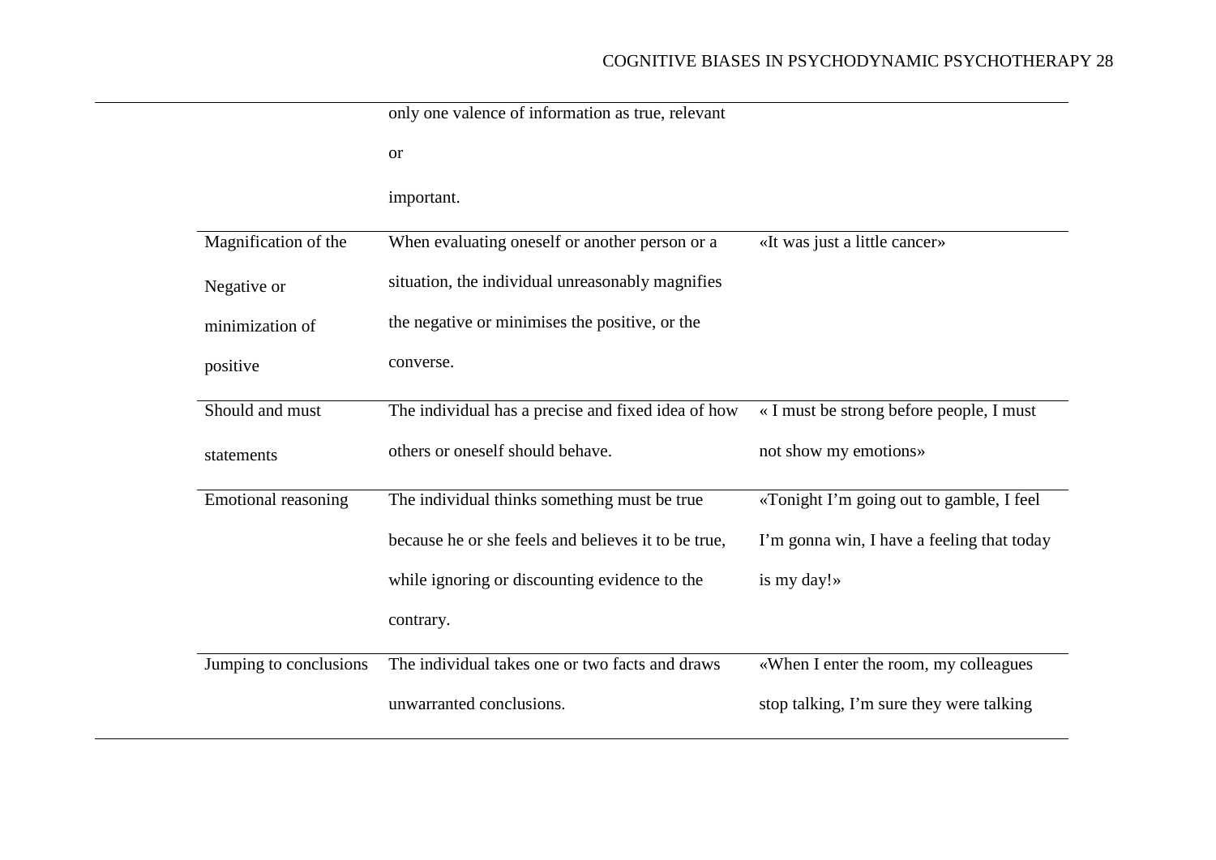| | | |
|---|---|---|
| | only one valence of information as true, relevant or important. | |
| Magnification of the Negative or minimization of positive | When evaluating oneself or another person or a situation, the individual unreasonably magnifies the negative or minimises the positive, or the converse. | «It was just a little cancer» |
| Should and must statements | The individual has a precise and fixed idea of how others or oneself should behave. | « I must be strong before people, I must not show my emotions» |
| Emotional reasoning | The individual thinks something must be true because he or she feels and believes it to be true, while ignoring or discounting evidence to the contrary. | «Tonight I'm going out to gamble, I feel I'm gonna win, I have a feeling that today is my day!» |
| Jumping to conclusions | The individual takes one or two facts and draws unwarranted conclusions. | «When I enter the room, my colleagues stop talking, I'm sure they were talking |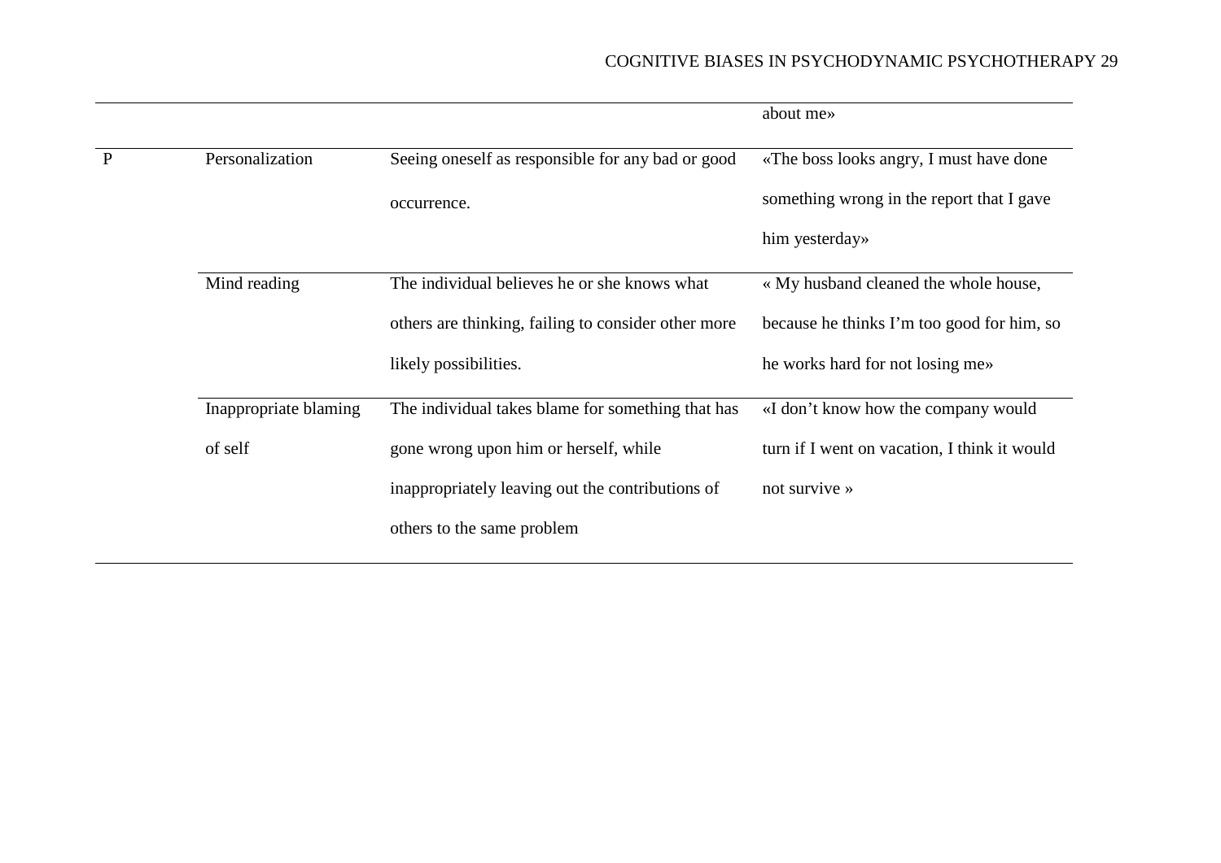| | | | about me» |
|---|---|---|---|
| P | Personalization | Seeing oneself as responsible for any bad or good occurrence. | «The boss looks angry, I must have done something wrong in the report that I gave him yesterday» |
| | Mind reading | The individual believes he or she knows what others are thinking, failing to consider other more likely possibilities. | « My husband cleaned the whole house, because he thinks I'm too good for him, so he works hard for not losing me» |
| | Inappropriate blaming of self | The individual takes blame for something that has gone wrong upon him or herself, while inappropriately leaving out the contributions of others to the same problem | «I don't know how the company would turn if I went on vacation, I think it would not survive » |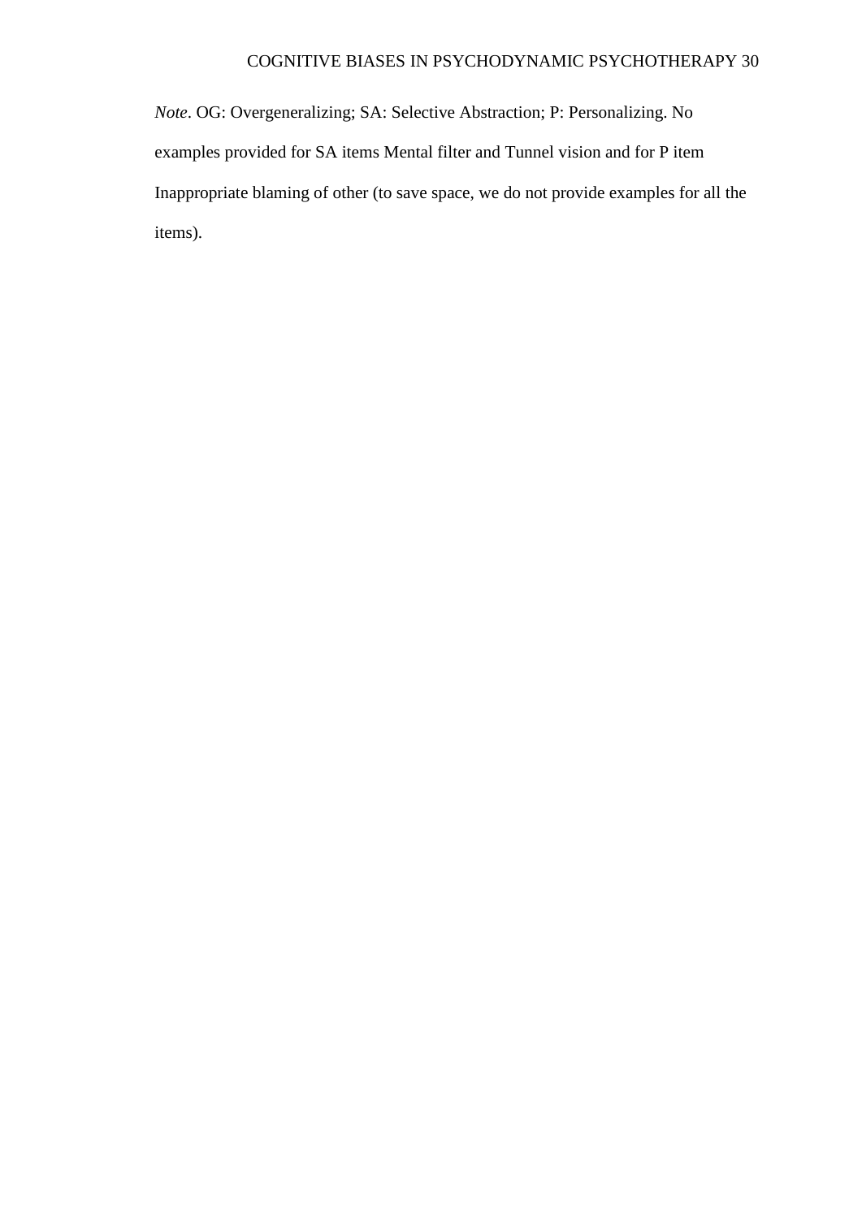*Note*. OG: Overgeneralizing; SA: Selective Abstraction; P: Personalizing. No examples provided for SA items Mental filter and Tunnel vision and for P item Inappropriate blaming of other (to save space, we do not provide examples for all the items).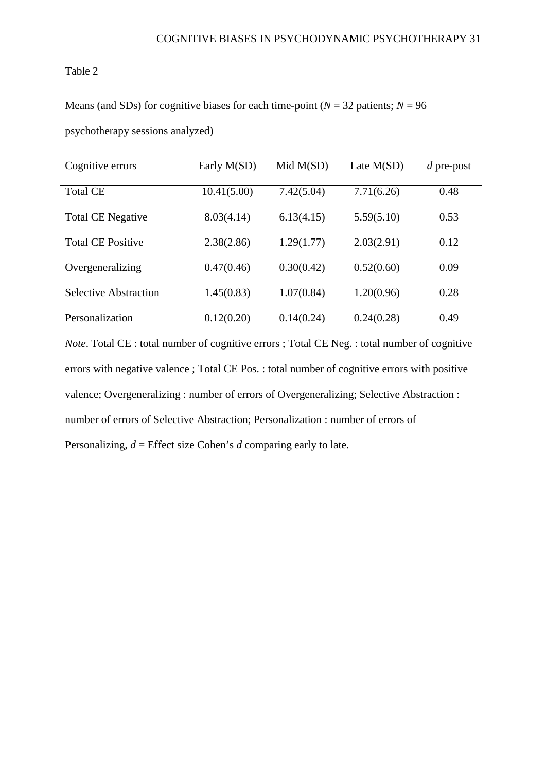Table 2

Means (and SDs) for cognitive biases for each time-point (*N* = 32 patients; *N* = 96 psychotherapy sessions analyzed)

| Cognitive errors | Early M(SD) | Mid M(SD) | Late M(SD) | *d* pre-post |
|---|---|---|---|---|
| Total CE | 10.41(5.00) | 7.42(5.04) | 7.71(6.26) | 0.48 |
| Total CE Negative | 8.03(4.14) | 6.13(4.15) | 5.59(5.10) | 0.53 |
| Total CE Positive | 2.38(2.86) | 1.29(1.77) | 2.03(2.91) | 0.12 |
| Overgeneralizing | 0.47(0.46) | 0.30(0.42) | 0.52(0.60) | 0.09 |
| Selective Abstraction | 1.45(0.83) | 1.07(0.84) | 1.20(0.96) | 0.28 |
| Personalization | 0.12(0.20) | 0.14(0.24) | 0.24(0.28) | 0.49 |

*Note*. Total CE : total number of cognitive errors ; Total CE Neg. : total number of cognitive errors with negative valence ; Total CE Pos. : total number of cognitive errors with positive valence; Overgeneralizing : number of errors of Overgeneralizing; Selective Abstraction : number of errors of Selective Abstraction; Personalization : number of errors of Personalizing, *d* = Effect size Cohen's *d* comparing early to late.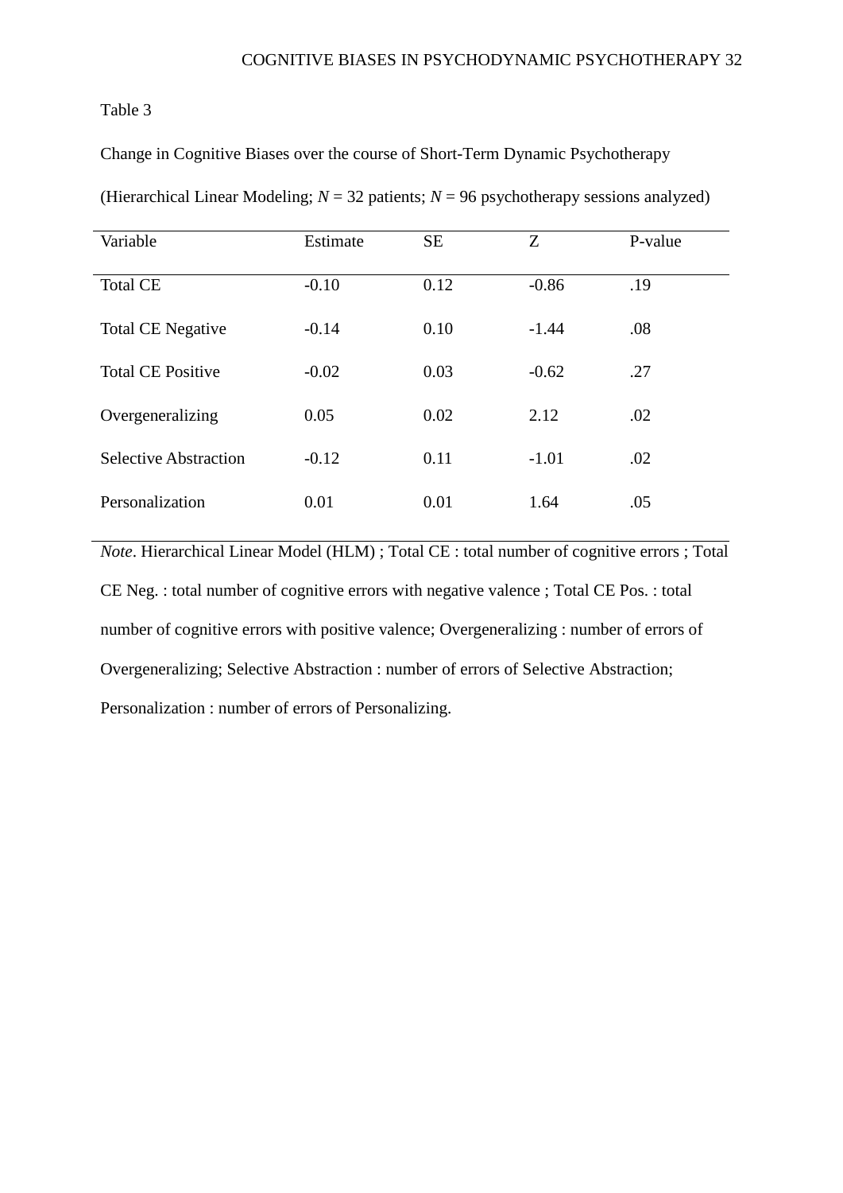Table 3

Change in Cognitive Biases over the course of Short-Term Dynamic Psychotherapy

(Hierarchical Linear Modeling; *N* = 32 patients; *N* = 96 psychotherapy sessions analyzed)

| Variable | Estimate | SE | Z | P-value |
|---|---|---|---|---|
| Total CE | -0.10 | 0.12 | -0.86 | .19 |
| Total CE Negative | -0.14 | 0.10 | -1.44 | .08 |
| Total CE Positive | -0.02 | 0.03 | -0.62 | .27 |
| Overgeneralizing | 0.05 | 0.02 | 2.12 | .02 |
| Selective Abstraction | -0.12 | 0.11 | -1.01 | .02 |
| Personalization | 0.01 | 0.01 | 1.64 | .05 |

*Note*. Hierarchical Linear Model (HLM) ; Total CE : total number of cognitive errors ; Total CE Neg. : total number of cognitive errors with negative valence ; Total CE Pos. : total number of cognitive errors with positive valence; Overgeneralizing : number of errors of Overgeneralizing; Selective Abstraction : number of errors of Selective Abstraction; Personalization : number of errors of Personalizing.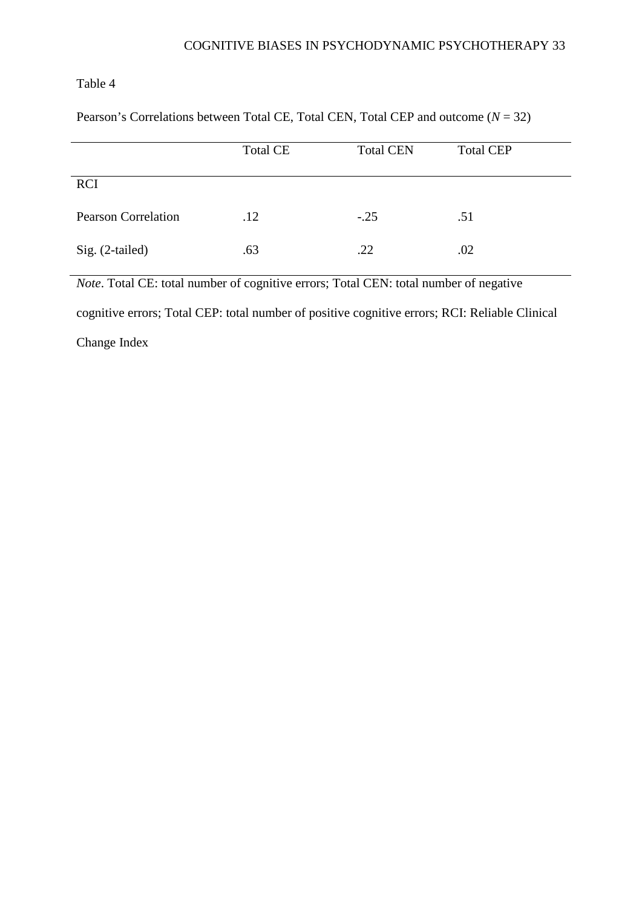Table 4

Pearson's Correlations between Total CE, Total CEN, Total CEP and outcome (*N* = 32)

| | Total CE | Total CEN | Total CEP |
|---|---|---|---|
| RCI | | | |
| Pearson Correlation | .12 | -.25 | .51 |
| Sig. (2-tailed) | .63 | .22 | .02 |

*Note*. Total CE: total number of cognitive errors; Total CEN: total number of negative cognitive errors; Total CEP: total number of positive cognitive errors; RCI: Reliable Clinical Change Index